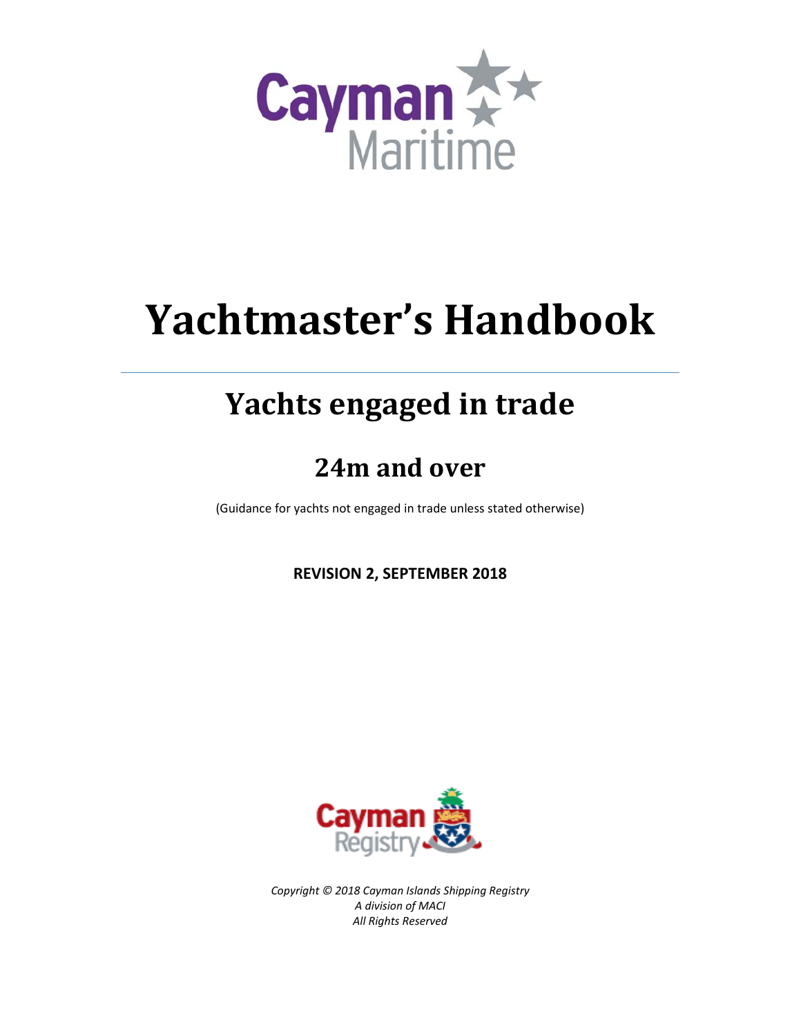Cayman Maritime

# Yachtmaster's Handbook

## Yachts engaged in trade

## 24m and over

(Guidance for yachts not engaged in trade unless stated otherwise)

**REVISION 2, SEPTEMBER 2018**

Cayman Registry

*Copyright © 2018 Cayman Islands Shipping Registry*
*A division of MACI*
*All Rights Reserved*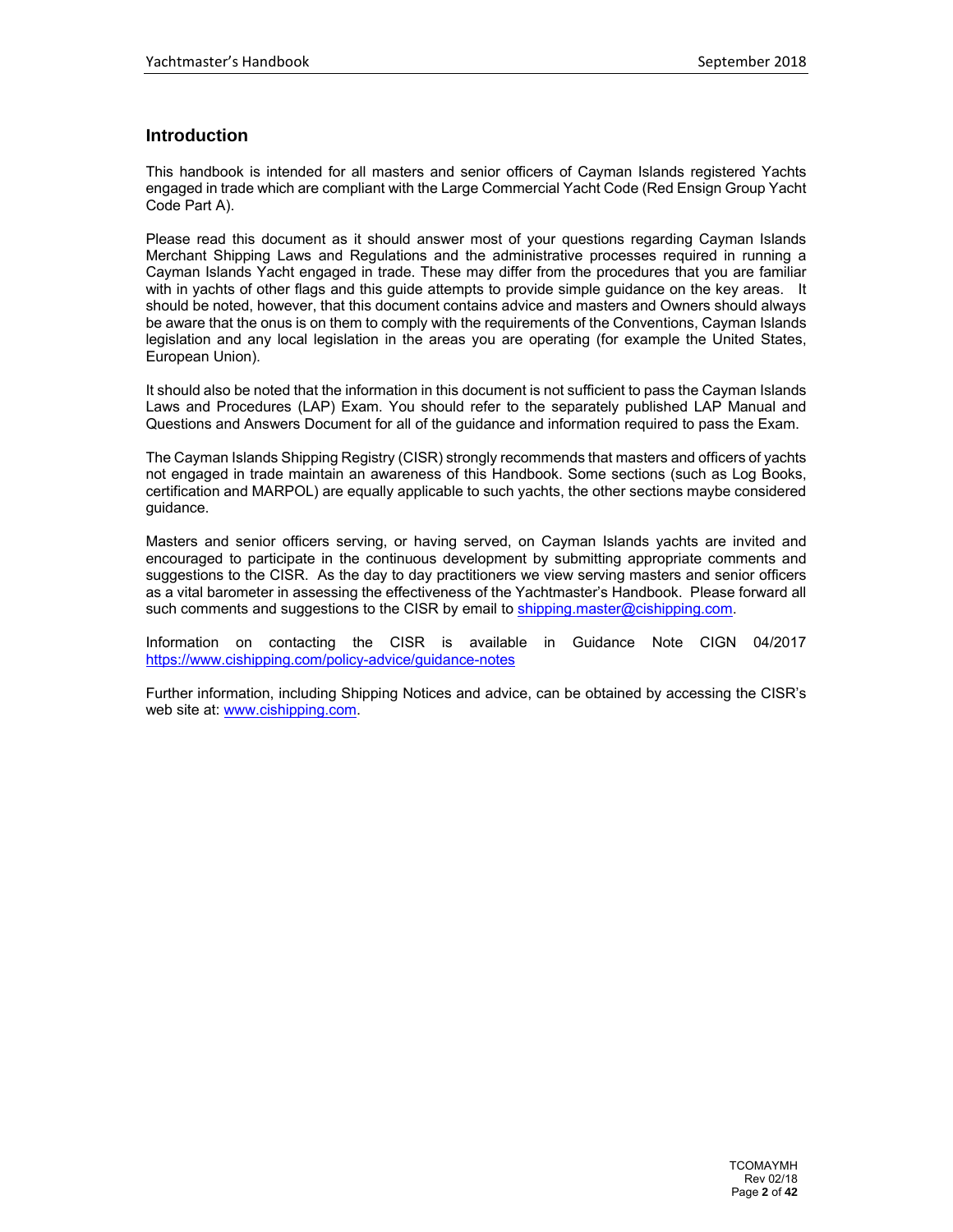## Introduction

This handbook is intended for all masters and senior officers of Cayman Islands registered Yachts engaged in trade which are compliant with the Large Commercial Yacht Code (Red Ensign Group Yacht Code Part A).

Please read this document as it should answer most of your questions regarding Cayman Islands Merchant Shipping Laws and Regulations and the administrative processes required in running a Cayman Islands Yacht engaged in trade. These may differ from the procedures that you are familiar with in yachts of other flags and this guide attempts to provide simple guidance on the key areas. It should be noted, however, that this document contains advice and masters and Owners should always be aware that the onus is on them to comply with the requirements of the Conventions, Cayman Islands legislation and any local legislation in the areas you are operating (for example the United States, European Union).

It should also be noted that the information in this document is not sufficient to pass the Cayman Islands Laws and Procedures (LAP) Exam. You should refer to the separately published LAP Manual and Questions and Answers Document for all of the guidance and information required to pass the Exam.

The Cayman Islands Shipping Registry (CISR) strongly recommends that masters and officers of yachts not engaged in trade maintain an awareness of this Handbook. Some sections (such as Log Books, certification and MARPOL) are equally applicable to such yachts, the other sections maybe considered guidance.

Masters and senior officers serving, or having served, on Cayman Islands yachts are invited and encouraged to participate in the continuous development by submitting appropriate comments and suggestions to the CISR. As the day to day practitioners we view serving masters and senior officers as a vital barometer in assessing the effectiveness of the Yachtmaster's Handbook. Please forward all such comments and suggestions to the CISR by email to [shipping.master@cishipping.com](mailto:shipping.master@cishipping.com).

Information on contacting the CISR is available in Guidance Note CIGN 04/2017 [https://www.cishipping.com/policy-advice/guidance-notes](https://www.cishipping.com/policy-advice/guidance-notes)

Further information, including Shipping Notices and advice, can be obtained by accessing the CISR's web site at: [www.cishipping.com](http://www.cishipping.com).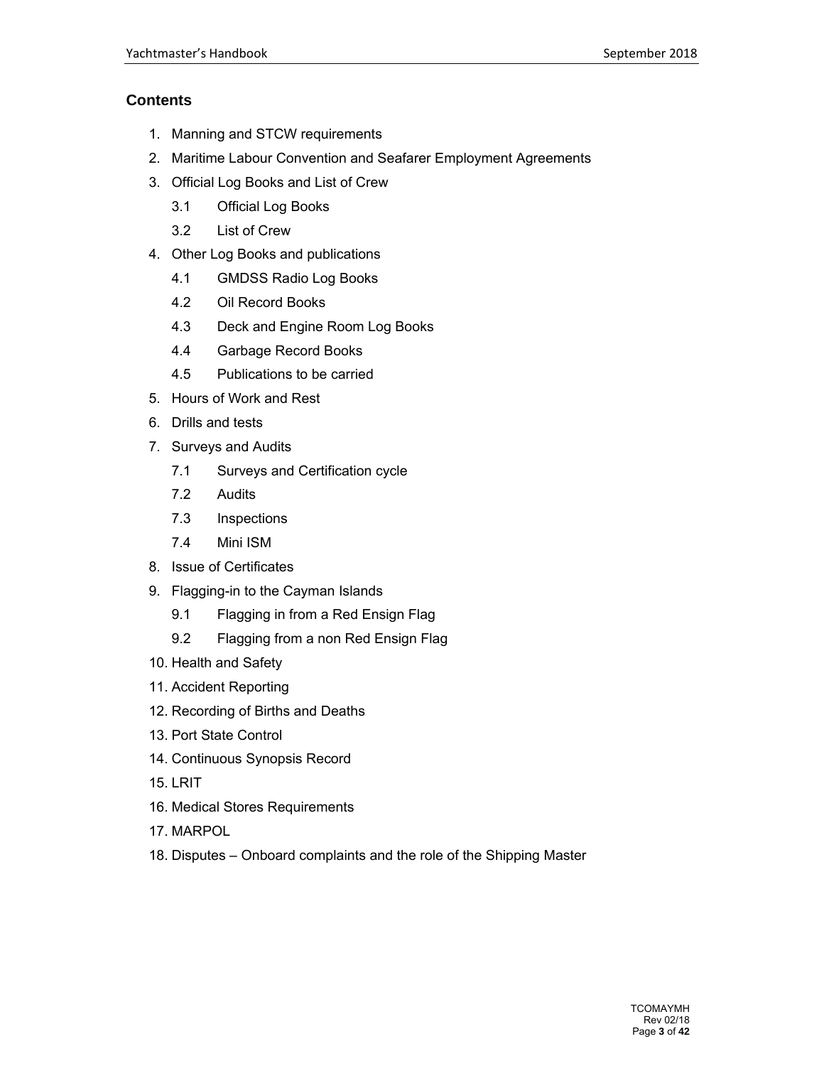## Contents

1. Manning and STCW requirements
2. Maritime Labour Convention and Seafarer Employment Agreements
3. Official Log Books and List of Crew
    - 3.1 Official Log Books
    - 3.2 List of Crew
4. Other Log Books and publications
    - 4.1 GMDSS Radio Log Books
    - 4.2 Oil Record Books
    - 4.3 Deck and Engine Room Log Books
    - 4.4 Garbage Record Books
    - 4.5 Publications to be carried
5. Hours of Work and Rest
6. Drills and tests
7. Surveys and Audits
    - 7.1 Surveys and Certification cycle
    - 7.2 Audits
    - 7.3 Inspections
    - 7.4 Mini ISM
8. Issue of Certificates
9. Flagging-in to the Cayman Islands
    - 9.1 Flagging in from a Red Ensign Flag
    - 9.2 Flagging from a non Red Ensign Flag
10. Health and Safety
11. Accident Reporting
12. Recording of Births and Deaths
13. Port State Control
14. Continuous Synopsis Record
15. LRIT
16. Medical Stores Requirements
17. MARPOL
18. Disputes – Onboard complaints and the role of the Shipping Master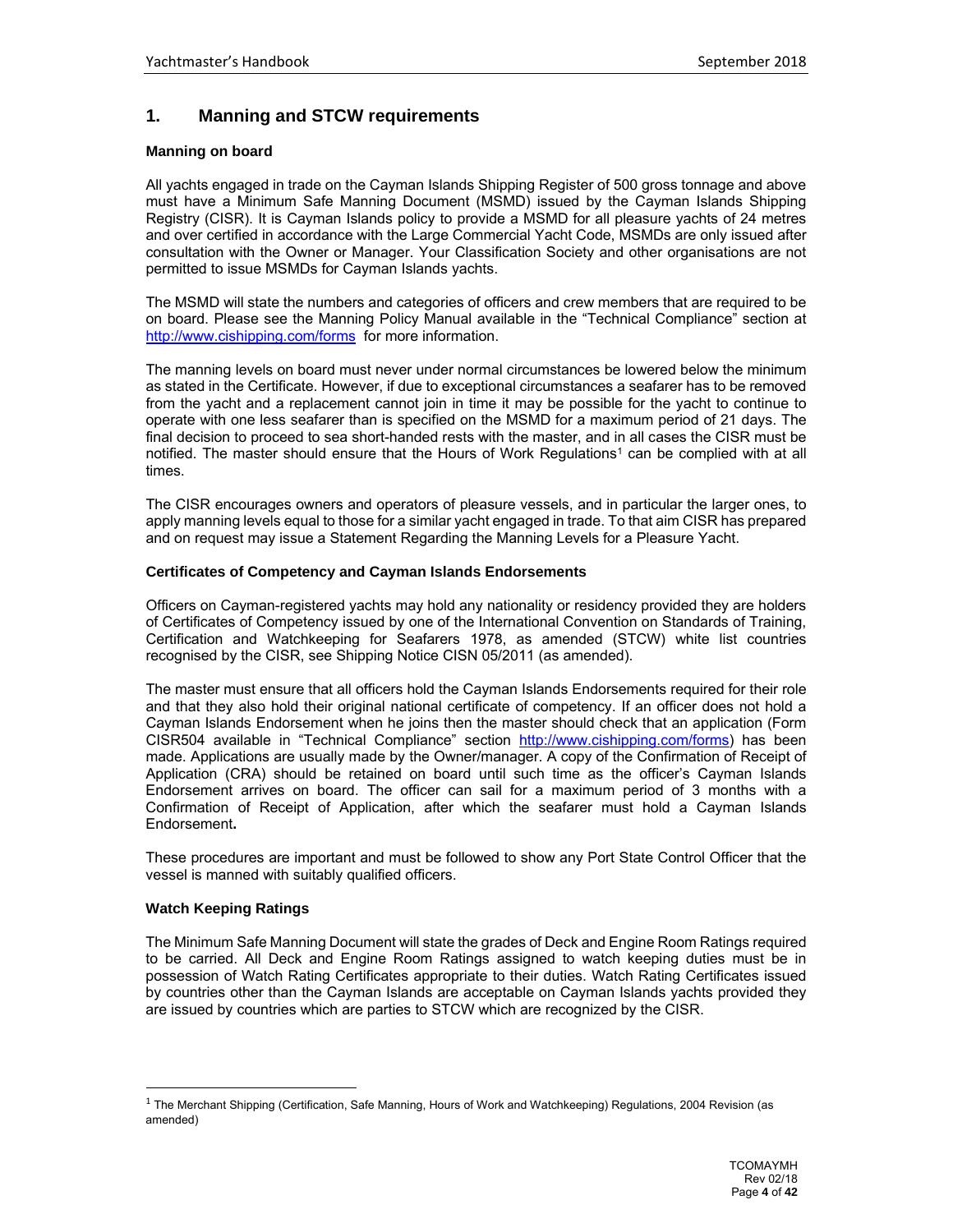## 1. Manning and STCW requirements

### Manning on board

All yachts engaged in trade on the Cayman Islands Shipping Register of 500 gross tonnage and above must have a Minimum Safe Manning Document (MSMD) issued by the Cayman Islands Shipping Registry (CISR). It is Cayman Islands policy to provide a MSMD for all pleasure yachts of 24 metres and over certified in accordance with the Large Commercial Yacht Code, MSMDs are only issued after consultation with the Owner or Manager. Your Classification Society and other organisations are not permitted to issue MSMDs for Cayman Islands yachts.

The MSMD will state the numbers and categories of officers and crew members that are required to be on board. Please see the Manning Policy Manual available in the "Technical Compliance" section at http://www.cishipping.com/forms for more information.

The manning levels on board must never under normal circumstances be lowered below the minimum as stated in the Certificate. However, if due to exceptional circumstances a seafarer has to be removed from the yacht and a replacement cannot join in time it may be possible for the yacht to continue to operate with one less seafarer than is specified on the MSMD for a maximum period of 21 days. The final decision to proceed to sea short-handed rests with the master, and in all cases the CISR must be notified. The master should ensure that the Hours of Work Regulations[1] can be complied with at all times.

The CISR encourages owners and operators of pleasure vessels, and in particular the larger ones, to apply manning levels equal to those for a similar yacht engaged in trade. To that aim CISR has prepared and on request may issue a Statement Regarding the Manning Levels for a Pleasure Yacht.

### Certificates of Competency and Cayman Islands Endorsements

Officers on Cayman-registered yachts may hold any nationality or residency provided they are holders of Certificates of Competency issued by one of the International Convention on Standards of Training, Certification and Watchkeeping for Seafarers 1978, as amended (STCW) white list countries recognised by the CISR, see Shipping Notice CISN 05/2011 (as amended).

The master must ensure that all officers hold the Cayman Islands Endorsements required for their role and that they also hold their original national certificate of competency. If an officer does not hold a Cayman Islands Endorsement when he joins then the master should check that an application (Form CISR504 available in "Technical Compliance" section http://www.cishipping.com/forms) has been made. Applications are usually made by the Owner/manager. A copy of the Confirmation of Receipt of Application (CRA) should be retained on board until such time as the officer's Cayman Islands Endorsement arrives on board. The officer can sail for a maximum period of 3 months with a Confirmation of Receipt of Application, after which the seafarer must hold a Cayman Islands Endorsement**.**

These procedures are important and must be followed to show any Port State Control Officer that the vessel is manned with suitably qualified officers.

### Watch Keeping Ratings

The Minimum Safe Manning Document will state the grades of Deck and Engine Room Ratings required to be carried. All Deck and Engine Room Ratings assigned to watch keeping duties must be in possession of Watch Rating Certificates appropriate to their duties. Watch Rating Certificates issued by countries other than the Cayman Islands are acceptable on Cayman Islands yachts provided they are issued by countries which are parties to STCW which are recognized by the CISR.

---

[1] The Merchant Shipping (Certification, Safe Manning, Hours of Work and Watchkeeping) Regulations, 2004 Revision (as amended)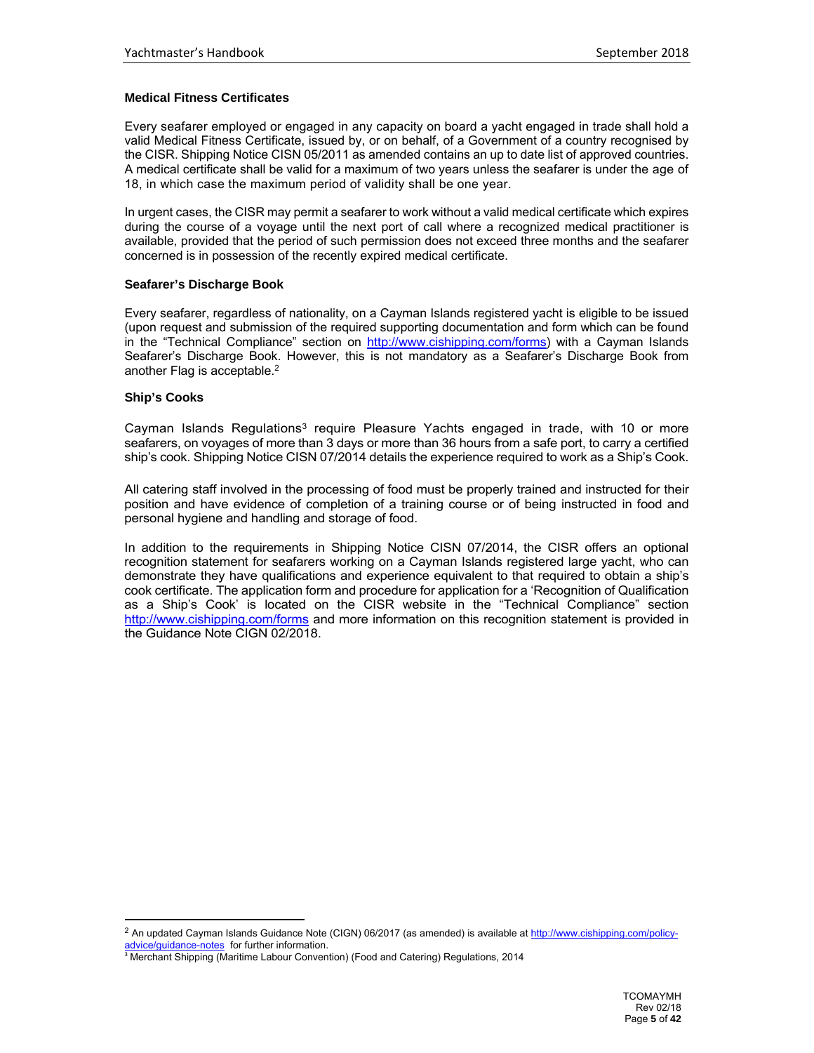### Medical Fitness Certificates

Every seafarer employed or engaged in any capacity on board a yacht engaged in trade shall hold a valid Medical Fitness Certificate, issued by, or on behalf, of a Government of a country recognised by the CISR. Shipping Notice CISN 05/2011 as amended contains an up to date list of approved countries. A medical certificate shall be valid for a maximum of two years unless the seafarer is under the age of 18, in which case the maximum period of validity shall be one year.

In urgent cases, the CISR may permit a seafarer to work without a valid medical certificate which expires during the course of a voyage until the next port of call where a recognized medical practitioner is available, provided that the period of such permission does not exceed three months and the seafarer concerned is in possession of the recently expired medical certificate.

### Seafarer's Discharge Book

Every seafarer, regardless of nationality, on a Cayman Islands registered yacht is eligible to be issued (upon request and submission of the required supporting documentation and form which can be found in the "Technical Compliance" section on http://www.cishipping.com/forms) with a Cayman Islands Seafarer's Discharge Book. However, this is not mandatory as a Seafarer's Discharge Book from another Flag is acceptable.[2]

### Ship's Cooks

Cayman Islands Regulations[3] require Pleasure Yachts engaged in trade, with 10 or more seafarers, on voyages of more than 3 days or more than 36 hours from a safe port, to carry a certified ship's cook. Shipping Notice CISN 07/2014 details the experience required to work as a Ship's Cook.

All catering staff involved in the processing of food must be properly trained and instructed for their position and have evidence of completion of a training course or of being instructed in food and personal hygiene and handling and storage of food.

In addition to the requirements in Shipping Notice CISN 07/2014, the CISR offers an optional recognition statement for seafarers working on a Cayman Islands registered large yacht, who can demonstrate they have qualifications and experience equivalent to that required to obtain a ship's cook certificate. The application form and procedure for application for a 'Recognition of Qualification as a Ship's Cook' is located on the CISR website in the "Technical Compliance" section http://www.cishipping.com/forms and more information on this recognition statement is provided in the Guidance Note CIGN 02/2018.

---

[2] An updated Cayman Islands Guidance Note (CIGN) 06/2017 (as amended) is available at http://www.cishipping.com/policy-advice/guidance-notes for further information.

[3] Merchant Shipping (Maritime Labour Convention) (Food and Catering) Regulations, 2014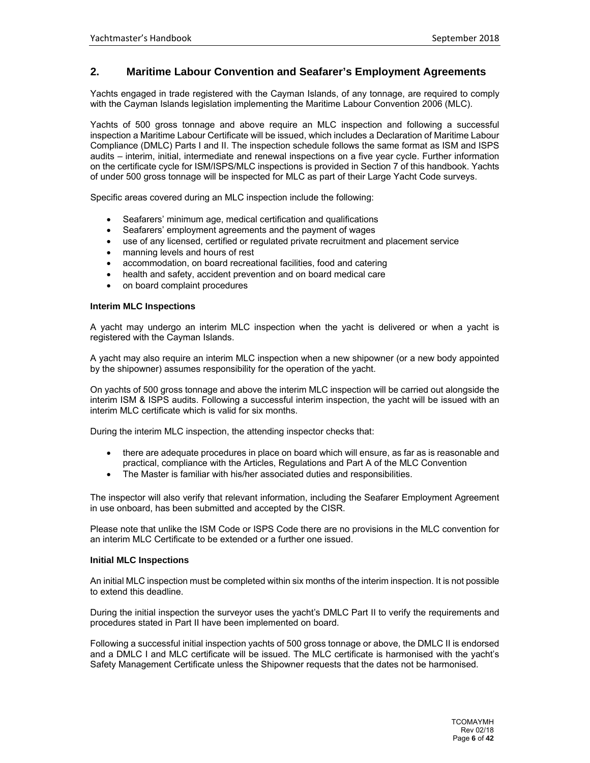## 2. Maritime Labour Convention and Seafarer's Employment Agreements

Yachts engaged in trade registered with the Cayman Islands, of any tonnage, are required to comply with the Cayman Islands legislation implementing the Maritime Labour Convention 2006 (MLC).

Yachts of 500 gross tonnage and above require an MLC inspection and following a successful inspection a Maritime Labour Certificate will be issued, which includes a Declaration of Maritime Labour Compliance (DMLC) Parts I and II. The inspection schedule follows the same format as ISM and ISPS audits – interim, initial, intermediate and renewal inspections on a five year cycle. Further information on the certificate cycle for ISM/ISPS/MLC inspections is provided in Section 7 of this handbook. Yachts of under 500 gross tonnage will be inspected for MLC as part of their Large Yacht Code surveys.

Specific areas covered during an MLC inspection include the following:

- Seafarers' minimum age, medical certification and qualifications
- Seafarers' employment agreements and the payment of wages
- use of any licensed, certified or regulated private recruitment and placement service
- manning levels and hours of rest
- accommodation, on board recreational facilities, food and catering
- health and safety, accident prevention and on board medical care
- on board complaint procedures

**Interim MLC Inspections**

A yacht may undergo an interim MLC inspection when the yacht is delivered or when a yacht is registered with the Cayman Islands.

A yacht may also require an interim MLC inspection when a new shipowner (or a new body appointed by the shipowner) assumes responsibility for the operation of the yacht.

On yachts of 500 gross tonnage and above the interim MLC inspection will be carried out alongside the interim ISM & ISPS audits. Following a successful interim inspection, the yacht will be issued with an interim MLC certificate which is valid for six months.

During the interim MLC inspection, the attending inspector checks that:

- there are adequate procedures in place on board which will ensure, as far as is reasonable and practical, compliance with the Articles, Regulations and Part A of the MLC Convention
- The Master is familiar with his/her associated duties and responsibilities.

The inspector will also verify that relevant information, including the Seafarer Employment Agreement in use onboard, has been submitted and accepted by the CISR.

Please note that unlike the ISM Code or ISPS Code there are no provisions in the MLC convention for an interim MLC Certificate to be extended or a further one issued.

**Initial MLC Inspections**

An initial MLC inspection must be completed within six months of the interim inspection. It is not possible to extend this deadline.

During the initial inspection the surveyor uses the yacht's DMLC Part II to verify the requirements and procedures stated in Part II have been implemented on board.

Following a successful initial inspection yachts of 500 gross tonnage or above, the DMLC II is endorsed and a DMLC I and MLC certificate will be issued. The MLC certificate is harmonised with the yacht's Safety Management Certificate unless the Shipowner requests that the dates not be harmonised.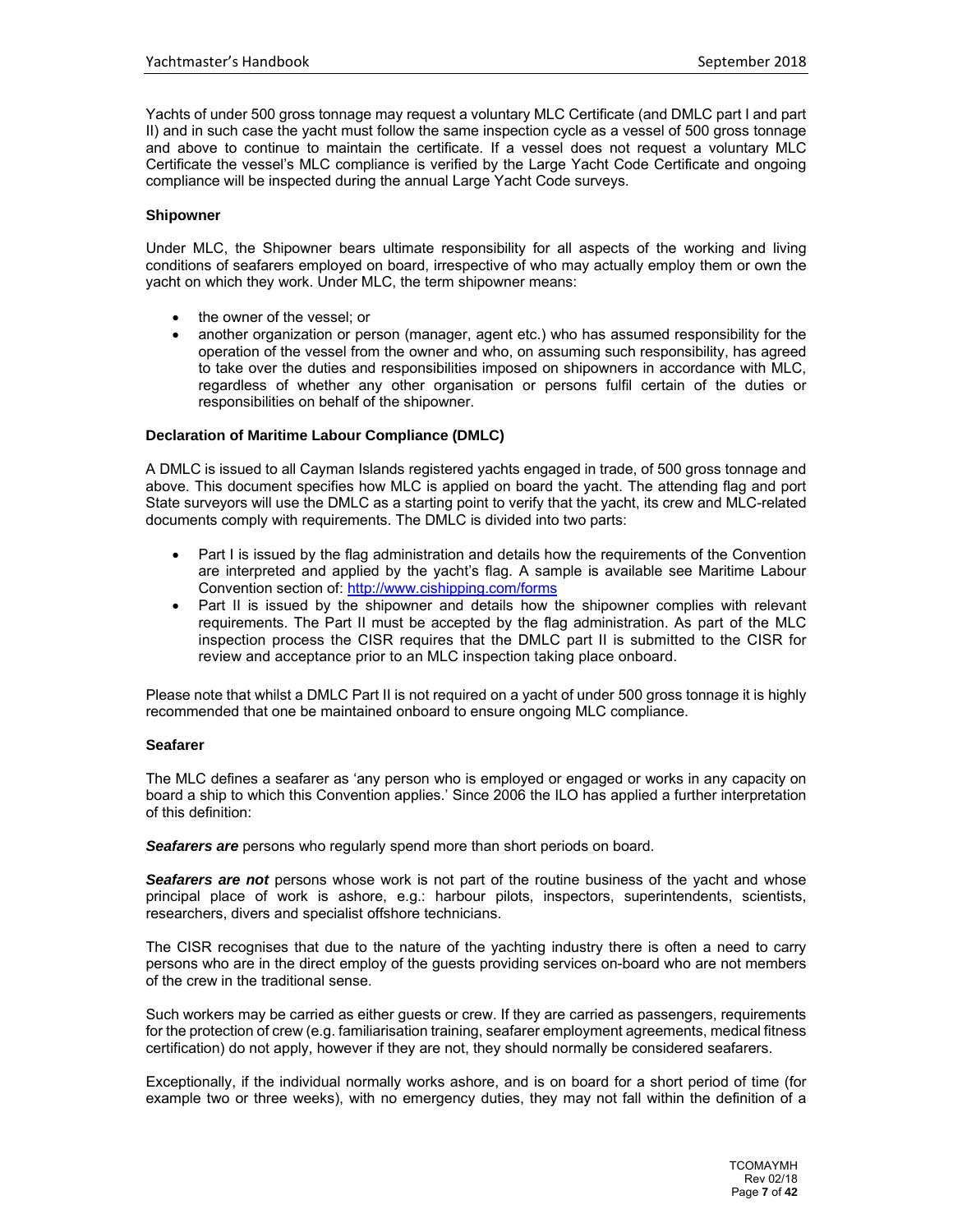Yachts of under 500 gross tonnage may request a voluntary MLC Certificate (and DMLC part I and part II) and in such case the yacht must follow the same inspection cycle as a vessel of 500 gross tonnage and above to continue to maintain the certificate. If a vessel does not request a voluntary MLC Certificate the vessel's MLC compliance is verified by the Large Yacht Code Certificate and ongoing compliance will be inspected during the annual Large Yacht Code surveys.

#### Shipowner

Under MLC, the Shipowner bears ultimate responsibility for all aspects of the working and living conditions of seafarers employed on board, irrespective of who may actually employ them or own the yacht on which they work. Under MLC, the term shipowner means:

- the owner of the vessel; or
- another organization or person (manager, agent etc.) who has assumed responsibility for the operation of the vessel from the owner and who, on assuming such responsibility, has agreed to take over the duties and responsibilities imposed on shipowners in accordance with MLC, regardless of whether any other organisation or persons fulfil certain of the duties or responsibilities on behalf of the shipowner.

#### Declaration of Maritime Labour Compliance (DMLC)

A DMLC is issued to all Cayman Islands registered yachts engaged in trade, of 500 gross tonnage and above. This document specifies how MLC is applied on board the yacht. The attending flag and port State surveyors will use the DMLC as a starting point to verify that the yacht, its crew and MLC-related documents comply with requirements. The DMLC is divided into two parts:

- Part I is issued by the flag administration and details how the requirements of the Convention are interpreted and applied by the yacht's flag. A sample is available see Maritime Labour Convention section of: http://www.cishipping.com/forms
- Part II is issued by the shipowner and details how the shipowner complies with relevant requirements. The Part II must be accepted by the flag administration. As part of the MLC inspection process the CISR requires that the DMLC part II is submitted to the CISR for review and acceptance prior to an MLC inspection taking place onboard.

Please note that whilst a DMLC Part II is not required on a yacht of under 500 gross tonnage it is highly recommended that one be maintained onboard to ensure ongoing MLC compliance.

#### Seafarer

The MLC defines a seafarer as 'any person who is employed or engaged or works in any capacity on board a ship to which this Convention applies.' Since 2006 the ILO has applied a further interpretation of this definition:

***Seafarers are*** persons who regularly spend more than short periods on board.

***Seafarers are not*** persons whose work is not part of the routine business of the yacht and whose principal place of work is ashore, e.g.: harbour pilots, inspectors, superintendents, scientists, researchers, divers and specialist offshore technicians.

The CISR recognises that due to the nature of the yachting industry there is often a need to carry persons who are in the direct employ of the guests providing services on-board who are not members of the crew in the traditional sense.

Such workers may be carried as either guests or crew. If they are carried as passengers, requirements for the protection of crew (e.g. familiarisation training, seafarer employment agreements, medical fitness certification) do not apply, however if they are not, they should normally be considered seafarers.

Exceptionally, if the individual normally works ashore, and is on board for a short period of time (for example two or three weeks), with no emergency duties, they may not fall within the definition of a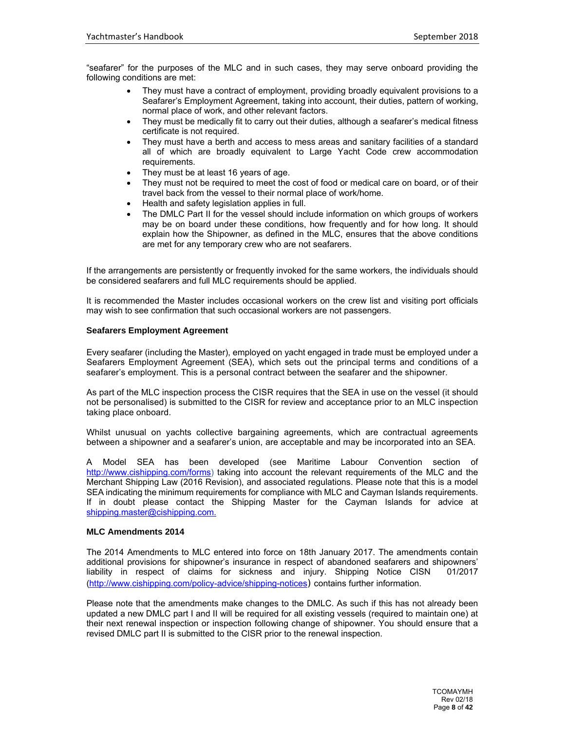"seafarer" for the purposes of the MLC and in such cases, they may serve onboard providing the following conditions are met:

- They must have a contract of employment, providing broadly equivalent provisions to a Seafarer's Employment Agreement, taking into account, their duties, pattern of working, normal place of work, and other relevant factors.
- They must be medically fit to carry out their duties, although a seafarer's medical fitness certificate is not required.
- They must have a berth and access to mess areas and sanitary facilities of a standard all of which are broadly equivalent to Large Yacht Code crew accommodation requirements.
- They must be at least 16 years of age.
- They must not be required to meet the cost of food or medical care on board, or of their travel back from the vessel to their normal place of work/home.
- Health and safety legislation applies in full.
- The DMLC Part II for the vessel should include information on which groups of workers may be on board under these conditions, how frequently and for how long. It should explain how the Shipowner, as defined in the MLC, ensures that the above conditions are met for any temporary crew who are not seafarers.

If the arrangements are persistently or frequently invoked for the same workers, the individuals should be considered seafarers and full MLC requirements should be applied.

It is recommended the Master includes occasional workers on the crew list and visiting port officials may wish to see confirmation that such occasional workers are not passengers.

**Seafarers Employment Agreement**

Every seafarer (including the Master), employed on yacht engaged in trade must be employed under a Seafarers Employment Agreement (SEA), which sets out the principal terms and conditions of a seafarer's employment. This is a personal contract between the seafarer and the shipowner.

As part of the MLC inspection process the CISR requires that the SEA in use on the vessel (it should not be personalised) is submitted to the CISR for review and acceptance prior to an MLC inspection taking place onboard.

Whilst unusual on yachts collective bargaining agreements, which are contractual agreements between a shipowner and a seafarer's union, are acceptable and may be incorporated into an SEA.

A Model SEA has been developed (see Maritime Labour Convention section of http://www.cishipping.com/forms) taking into account the relevant requirements of the MLC and the Merchant Shipping Law (2016 Revision), and associated regulations. Please note that this is a model SEA indicating the minimum requirements for compliance with MLC and Cayman Islands requirements. If in doubt please contact the Shipping Master for the Cayman Islands for advice at shipping.master@cishipping.com.

**MLC Amendments 2014**

The 2014 Amendments to MLC entered into force on 18th January 2017. The amendments contain additional provisions for shipowner's insurance in respect of abandoned seafarers and shipowners' liability in respect of claims for sickness and injury. Shipping Notice CISN 01/2017 (http://www.cishipping.com/policy-advice/shipping-notices) contains further information.

Please note that the amendments make changes to the DMLC. As such if this has not already been updated a new DMLC part I and II will be required for all existing vessels (required to maintain one) at their next renewal inspection or inspection following change of shipowner. You should ensure that a revised DMLC part II is submitted to the CISR prior to the renewal inspection.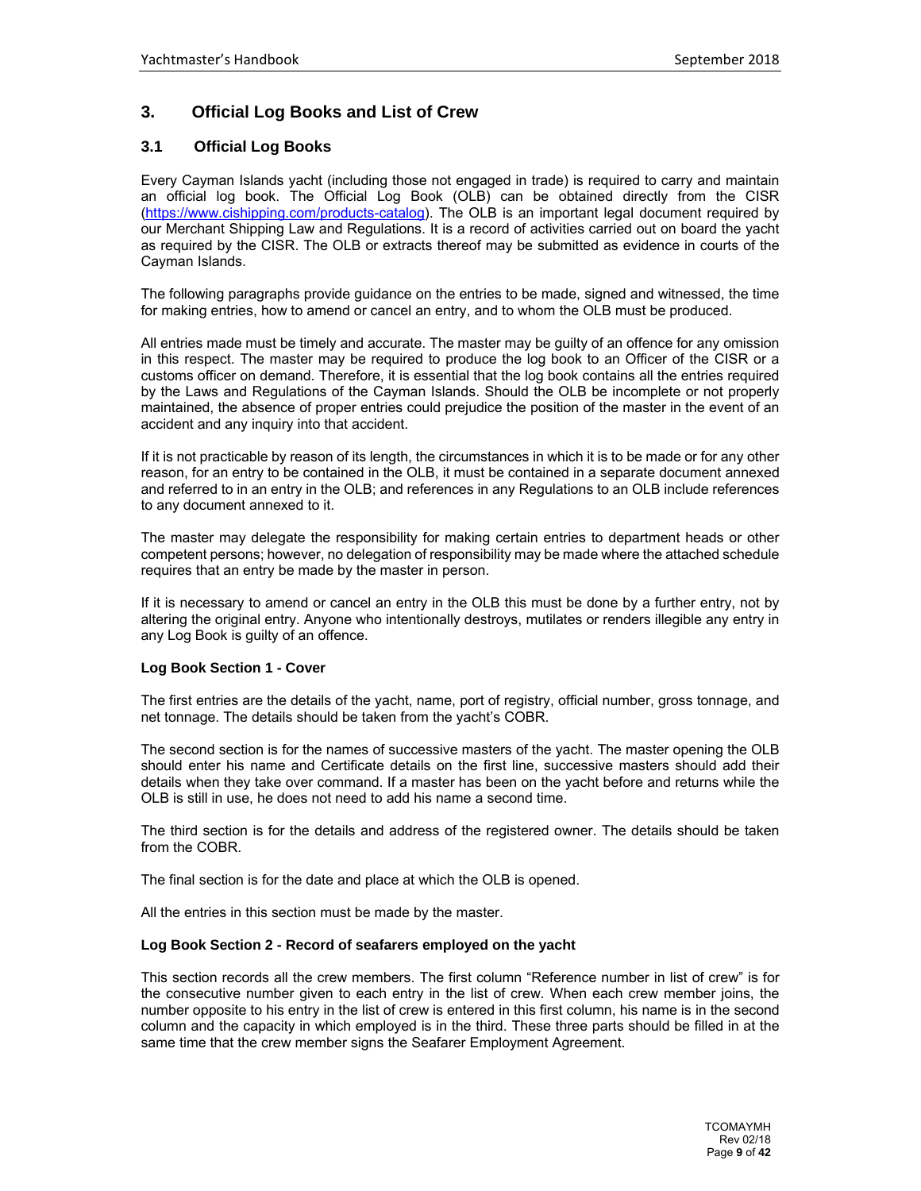## 3. Official Log Books and List of Crew

### 3.1 Official Log Books

Every Cayman Islands yacht (including those not engaged in trade) is required to carry and maintain an official log book. The Official Log Book (OLB) can be obtained directly from the CISR (https://www.cishipping.com/products-catalog). The OLB is an important legal document required by our Merchant Shipping Law and Regulations. It is a record of activities carried out on board the yacht as required by the CISR. The OLB or extracts thereof may be submitted as evidence in courts of the Cayman Islands.

The following paragraphs provide guidance on the entries to be made, signed and witnessed, the time for making entries, how to amend or cancel an entry, and to whom the OLB must be produced.

All entries made must be timely and accurate. The master may be guilty of an offence for any omission in this respect. The master may be required to produce the log book to an Officer of the CISR or a customs officer on demand. Therefore, it is essential that the log book contains all the entries required by the Laws and Regulations of the Cayman Islands. Should the OLB be incomplete or not properly maintained, the absence of proper entries could prejudice the position of the master in the event of an accident and any inquiry into that accident.

If it is not practicable by reason of its length, the circumstances in which it is to be made or for any other reason, for an entry to be contained in the OLB, it must be contained in a separate document annexed and referred to in an entry in the OLB; and references in any Regulations to an OLB include references to any document annexed to it.

The master may delegate the responsibility for making certain entries to department heads or other competent persons; however, no delegation of responsibility may be made where the attached schedule requires that an entry be made by the master in person.

If it is necessary to amend or cancel an entry in the OLB this must be done by a further entry, not by altering the original entry. Anyone who intentionally destroys, mutilates or renders illegible any entry in any Log Book is guilty of an offence.

**Log Book Section 1 - Cover**

The first entries are the details of the yacht, name, port of registry, official number, gross tonnage, and net tonnage. The details should be taken from the yacht's COBR.

The second section is for the names of successive masters of the yacht. The master opening the OLB should enter his name and Certificate details on the first line, successive masters should add their details when they take over command. If a master has been on the yacht before and returns while the OLB is still in use, he does not need to add his name a second time.

The third section is for the details and address of the registered owner. The details should be taken from the COBR.

The final section is for the date and place at which the OLB is opened.

All the entries in this section must be made by the master.

**Log Book Section 2 - Record of seafarers employed on the yacht**

This section records all the crew members. The first column "Reference number in list of crew" is for the consecutive number given to each entry in the list of crew. When each crew member joins, the number opposite to his entry in the list of crew is entered in this first column, his name is in the second column and the capacity in which employed is in the third. These three parts should be filled in at the same time that the crew member signs the Seafarer Employment Agreement.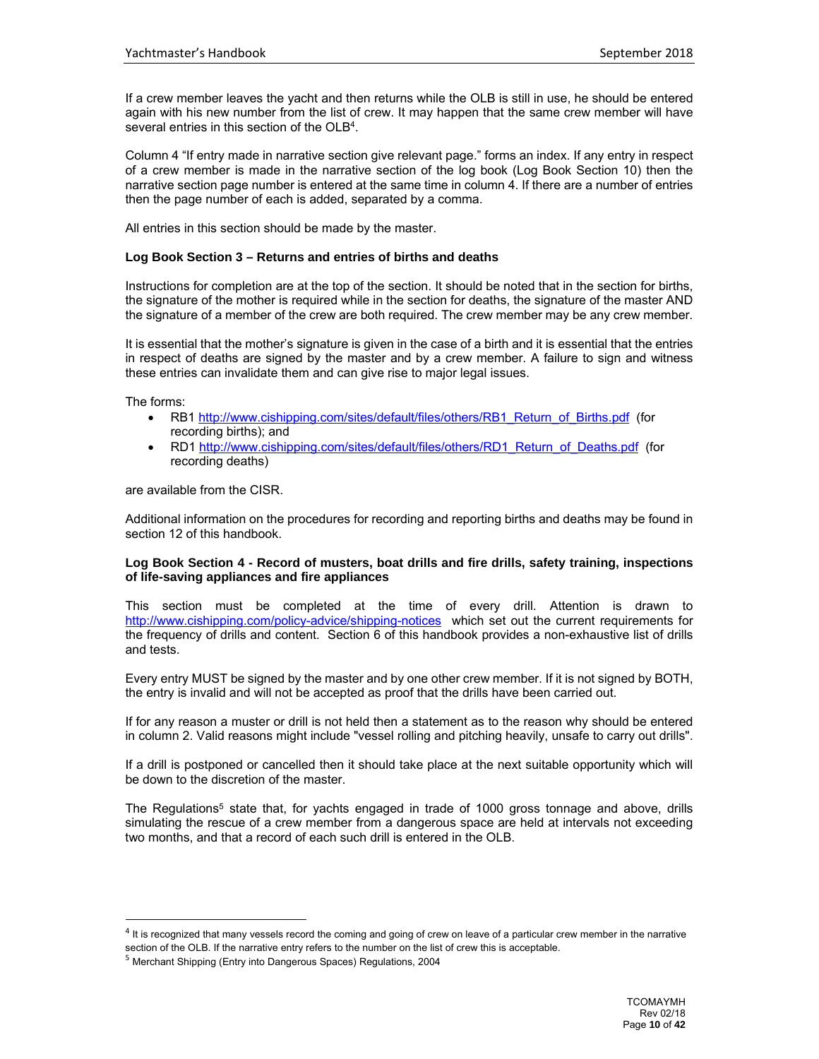If a crew member leaves the yacht and then returns while the OLB is still in use, he should be entered again with his new number from the list of crew. It may happen that the same crew member will have several entries in this section of the OLB[4].

Column 4 "If entry made in narrative section give relevant page." forms an index. If any entry in respect of a crew member is made in the narrative section of the log book (Log Book Section 10) then the narrative section page number is entered at the same time in column 4. If there are a number of entries then the page number of each is added, separated by a comma.

All entries in this section should be made by the master.

**Log Book Section 3 – Returns and entries of births and deaths**

Instructions for completion are at the top of the section. It should be noted that in the section for births, the signature of the mother is required while in the section for deaths, the signature of the master AND the signature of a member of the crew are both required. The crew member may be any crew member.

It is essential that the mother's signature is given in the case of a birth and it is essential that the entries in respect of deaths are signed by the master and by a crew member. A failure to sign and witness these entries can invalidate them and can give rise to major legal issues.

The forms:

- RB1 http://www.cishipping.com/sites/default/files/others/RB1_Return_of_Births.pdf (for recording births); and
- RD1 http://www.cishipping.com/sites/default/files/others/RD1_Return_of_Deaths.pdf (for recording deaths)

are available from the CISR.

Additional information on the procedures for recording and reporting births and deaths may be found in section 12 of this handbook.

**Log Book Section 4 - Record of musters, boat drills and fire drills, safety training, inspections of life-saving appliances and fire appliances**

This section must be completed at the time of every drill. Attention is drawn to http://www.cishipping.com/policy-advice/shipping-notices which set out the current requirements for the frequency of drills and content. Section 6 of this handbook provides a non-exhaustive list of drills and tests.

Every entry MUST be signed by the master and by one other crew member. If it is not signed by BOTH, the entry is invalid and will not be accepted as proof that the drills have been carried out.

If for any reason a muster or drill is not held then a statement as to the reason why should be entered in column 2. Valid reasons might include "vessel rolling and pitching heavily, unsafe to carry out drills".

If a drill is postponed or cancelled then it should take place at the next suitable opportunity which will be down to the discretion of the master.

The Regulations[5] state that, for yachts engaged in trade of 1000 gross tonnage and above, drills simulating the rescue of a crew member from a dangerous space are held at intervals not exceeding two months, and that a record of each such drill is entered in the OLB.

---

[4] It is recognized that many vessels record the coming and going of crew on leave of a particular crew member in the narrative section of the OLB. If the narrative entry refers to the number on the list of crew this is acceptable.

[5] Merchant Shipping (Entry into Dangerous Spaces) Regulations, 2004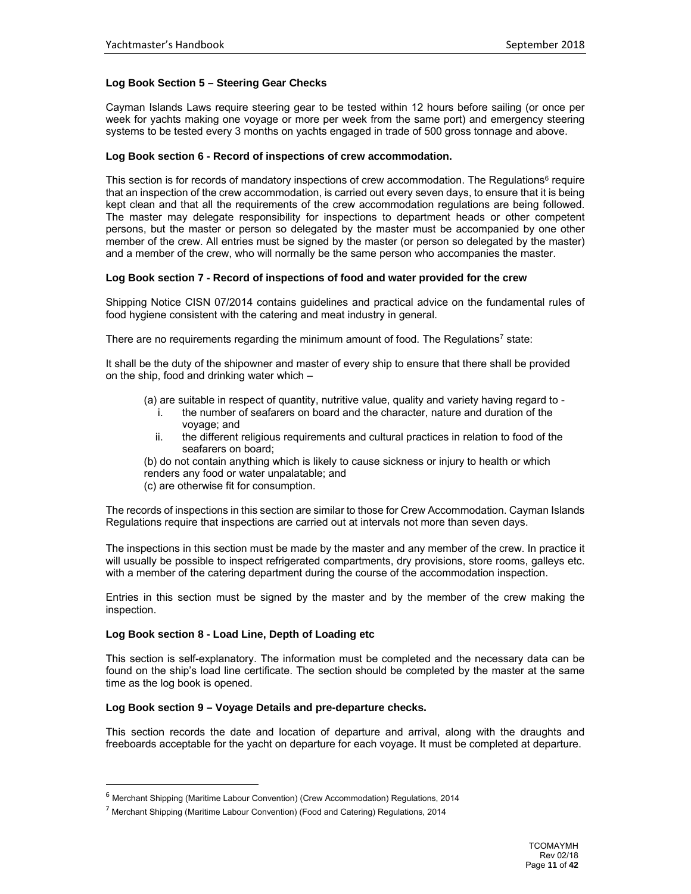### Log Book Section 5 – Steering Gear Checks

Cayman Islands Laws require steering gear to be tested within 12 hours before sailing (or once per week for yachts making one voyage or more per week from the same port) and emergency steering systems to be tested every 3 months on yachts engaged in trade of 500 gross tonnage and above.

### Log Book section 6 - Record of inspections of crew accommodation.

This section is for records of mandatory inspections of crew accommodation. The Regulations[6] require that an inspection of the crew accommodation, is carried out every seven days, to ensure that it is being kept clean and that all the requirements of the crew accommodation regulations are being followed. The master may delegate responsibility for inspections to department heads or other competent persons, but the master or person so delegated by the master must be accompanied by one other member of the crew. All entries must be signed by the master (or person so delegated by the master) and a member of the crew, who will normally be the same person who accompanies the master.

### Log Book section 7 - Record of inspections of food and water provided for the crew

Shipping Notice CISN 07/2014 contains guidelines and practical advice on the fundamental rules of food hygiene consistent with the catering and meat industry in general.

There are no requirements regarding the minimum amount of food. The Regulations[7] state:

It shall be the duty of the shipowner and master of every ship to ensure that there shall be provided on the ship, food and drinking water which –

(a) are suitable in respect of quantity, nutritive value, quality and variety having regard to -
  i. the number of seafarers on board and the character, nature and duration of the voyage; and
  ii. the different religious requirements and cultural practices in relation to food of the seafarers on board;

(b) do not contain anything which is likely to cause sickness or injury to health or which renders any food or water unpalatable; and

(c) are otherwise fit for consumption.

The records of inspections in this section are similar to those for Crew Accommodation. Cayman Islands Regulations require that inspections are carried out at intervals not more than seven days.

The inspections in this section must be made by the master and any member of the crew. In practice it will usually be possible to inspect refrigerated compartments, dry provisions, store rooms, galleys etc. with a member of the catering department during the course of the accommodation inspection.

Entries in this section must be signed by the master and by the member of the crew making the inspection.

### Log Book section 8 - Load Line, Depth of Loading etc

This section is self-explanatory. The information must be completed and the necessary data can be found on the ship's load line certificate. The section should be completed by the master at the same time as the log book is opened.

### Log Book section 9 – Voyage Details and pre-departure checks.

This section records the date and location of departure and arrival, along with the draughts and freeboards acceptable for the yacht on departure for each voyage. It must be completed at departure.

---

[6] Merchant Shipping (Maritime Labour Convention) (Crew Accommodation) Regulations, 2014

[7] Merchant Shipping (Maritime Labour Convention) (Food and Catering) Regulations, 2014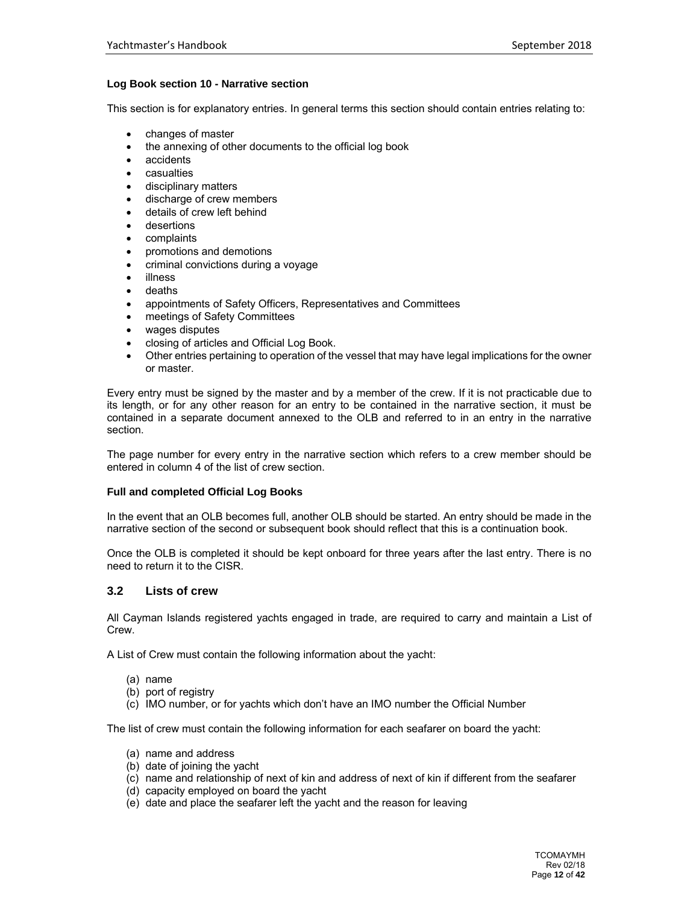**Log Book section 10 - Narrative section**

This section is for explanatory entries. In general terms this section should contain entries relating to:

- changes of master
- the annexing of other documents to the official log book
- accidents
- casualties
- disciplinary matters
- discharge of crew members
- details of crew left behind
- desertions
- complaints
- promotions and demotions
- criminal convictions during a voyage
- illness
- deaths
- appointments of Safety Officers, Representatives and Committees
- meetings of Safety Committees
- wages disputes
- closing of articles and Official Log Book.
- Other entries pertaining to operation of the vessel that may have legal implications for the owner or master.

Every entry must be signed by the master and by a member of the crew. If it is not practicable due to its length, or for any other reason for an entry to be contained in the narrative section, it must be contained in a separate document annexed to the OLB and referred to in an entry in the narrative section.

The page number for every entry in the narrative section which refers to a crew member should be entered in column 4 of the list of crew section.

**Full and completed Official Log Books**

In the event that an OLB becomes full, another OLB should be started. An entry should be made in the narrative section of the second or subsequent book should reflect that this is a continuation book.

Once the OLB is completed it should be kept onboard for three years after the last entry. There is no need to return it to the CISR.

## 3.2 Lists of crew

All Cayman Islands registered yachts engaged in trade, are required to carry and maintain a List of Crew.

A List of Crew must contain the following information about the yacht:

(a) name
(b) port of registry
(c) IMO number, or for yachts which don't have an IMO number the Official Number

The list of crew must contain the following information for each seafarer on board the yacht:

(a) name and address
(b) date of joining the yacht
(c) name and relationship of next of kin and address of next of kin if different from the seafarer
(d) capacity employed on board the yacht
(e) date and place the seafarer left the yacht and the reason for leaving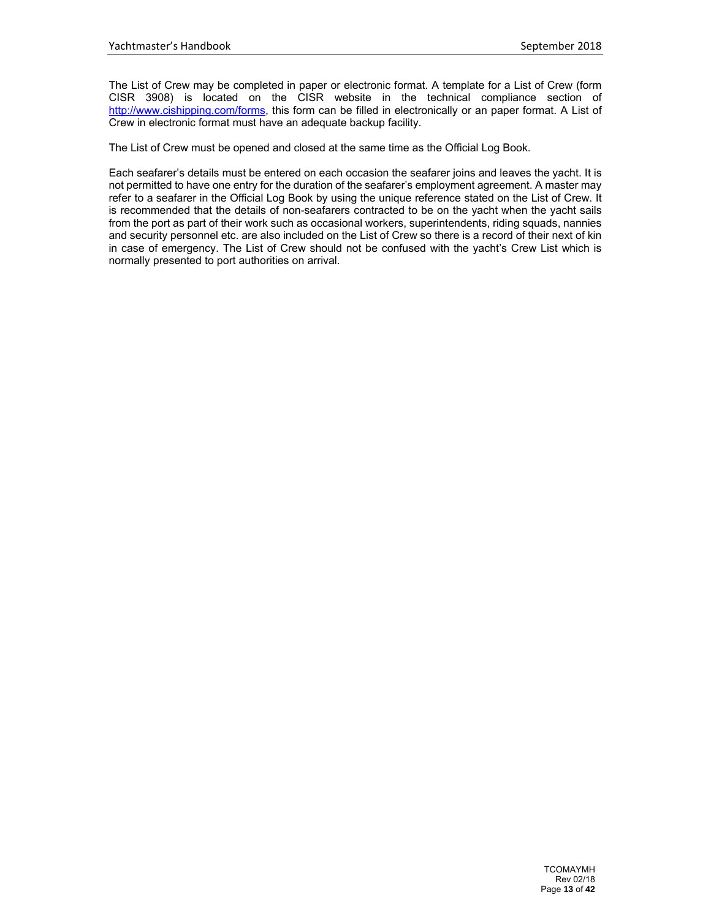The List of Crew may be completed in paper or electronic format. A template for a List of Crew (form CISR 3908) is located on the CISR website in the technical compliance section of http://www.cishipping.com/forms, this form can be filled in electronically or an paper format. A List of Crew in electronic format must have an adequate backup facility.

The List of Crew must be opened and closed at the same time as the Official Log Book.

Each seafarer's details must be entered on each occasion the seafarer joins and leaves the yacht. It is not permitted to have one entry for the duration of the seafarer's employment agreement. A master may refer to a seafarer in the Official Log Book by using the unique reference stated on the List of Crew. It is recommended that the details of non-seafarers contracted to be on the yacht when the yacht sails from the port as part of their work such as occasional workers, superintendents, riding squads, nannies and security personnel etc. are also included on the List of Crew so there is a record of their next of kin in case of emergency. The List of Crew should not be confused with the yacht's Crew List which is normally presented to port authorities on arrival.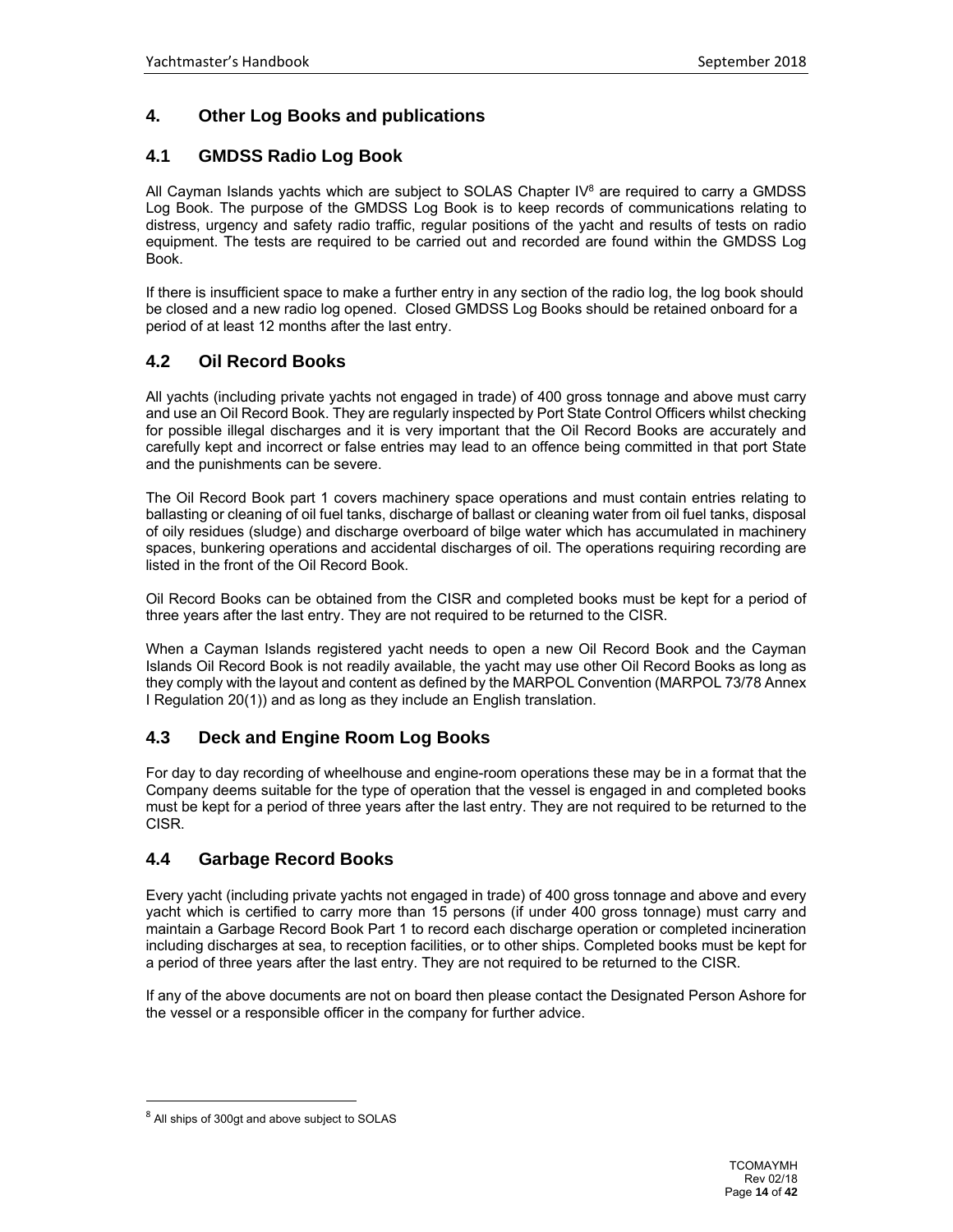# 4. Other Log Books and publications

## 4.1 GMDSS Radio Log Book

All Cayman Islands yachts which are subject to SOLAS Chapter IV[8] are required to carry a GMDSS Log Book. The purpose of the GMDSS Log Book is to keep records of communications relating to distress, urgency and safety radio traffic, regular positions of the yacht and results of tests on radio equipment. The tests are required to be carried out and recorded are found within the GMDSS Log Book.

If there is insufficient space to make a further entry in any section of the radio log, the log book should be closed and a new radio log opened. Closed GMDSS Log Books should be retained onboard for a period of at least 12 months after the last entry.

## 4.2 Oil Record Books

All yachts (including private yachts not engaged in trade) of 400 gross tonnage and above must carry and use an Oil Record Book. They are regularly inspected by Port State Control Officers whilst checking for possible illegal discharges and it is very important that the Oil Record Books are accurately and carefully kept and incorrect or false entries may lead to an offence being committed in that port State and the punishments can be severe.

The Oil Record Book part 1 covers machinery space operations and must contain entries relating to ballasting or cleaning of oil fuel tanks, discharge of ballast or cleaning water from oil fuel tanks, disposal of oily residues (sludge) and discharge overboard of bilge water which has accumulated in machinery spaces, bunkering operations and accidental discharges of oil. The operations requiring recording are listed in the front of the Oil Record Book.

Oil Record Books can be obtained from the CISR and completed books must be kept for a period of three years after the last entry. They are not required to be returned to the CISR.

When a Cayman Islands registered yacht needs to open a new Oil Record Book and the Cayman Islands Oil Record Book is not readily available, the yacht may use other Oil Record Books as long as they comply with the layout and content as defined by the MARPOL Convention (MARPOL 73/78 Annex I Regulation 20(1)) and as long as they include an English translation.

## 4.3 Deck and Engine Room Log Books

For day to day recording of wheelhouse and engine-room operations these may be in a format that the Company deems suitable for the type of operation that the vessel is engaged in and completed books must be kept for a period of three years after the last entry. They are not required to be returned to the CISR.

## 4.4 Garbage Record Books

Every yacht (including private yachts not engaged in trade) of 400 gross tonnage and above and every yacht which is certified to carry more than 15 persons (if under 400 gross tonnage) must carry and maintain a Garbage Record Book Part 1 to record each discharge operation or completed incineration including discharges at sea, to reception facilities, or to other ships. Completed books must be kept for a period of three years after the last entry. They are not required to be returned to the CISR.

If any of the above documents are not on board then please contact the Designated Person Ashore for the vessel or a responsible officer in the company for further advice.

[8] All ships of 300gt and above subject to SOLAS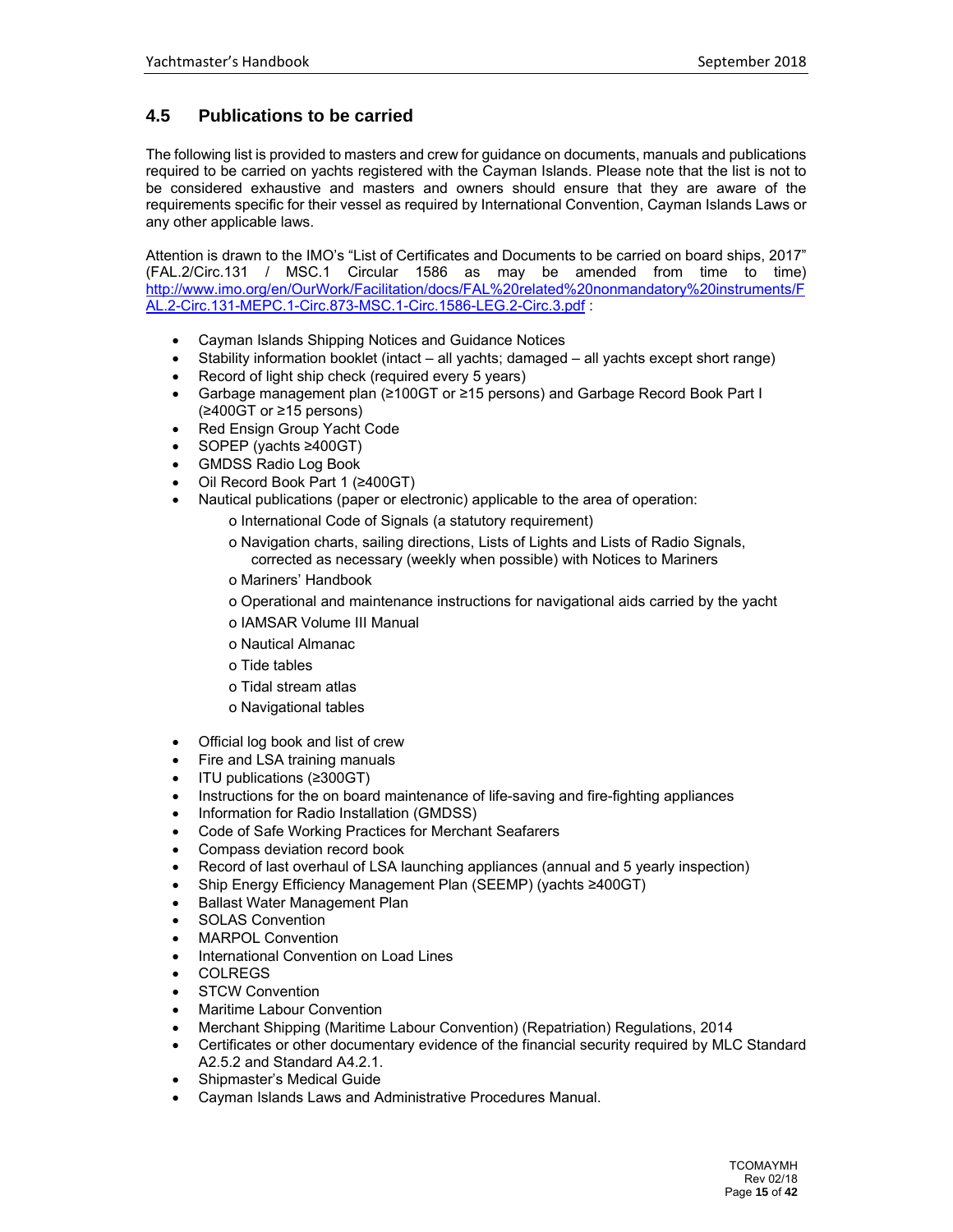## 4.5 Publications to be carried

The following list is provided to masters and crew for guidance on documents, manuals and publications required to be carried on yachts registered with the Cayman Islands. Please note that the list is not to be considered exhaustive and masters and owners should ensure that they are aware of the requirements specific for their vessel as required by International Convention, Cayman Islands Laws or any other applicable laws.

Attention is drawn to the IMO's "List of Certificates and Documents to be carried on board ships, 2017" (FAL.2/Circ.131 / MSC.1 Circular 1586 as may be amended from time to time) [http://www.imo.org/en/OurWork/Facilitation/docs/FAL%20related%20nonmandatory%20instruments/FAL.2-Circ.131-MEPC.1-Circ.873-MSC.1-Circ.1586-LEG.2-Circ.3.pdf](http://www.imo.org/en/OurWork/Facilitation/docs/FAL%20related%20nonmandatory%20instruments/FAL.2-Circ.131-MEPC.1-Circ.873-MSC.1-Circ.1586-LEG.2-Circ.3.pdf) :

- Cayman Islands Shipping Notices and Guidance Notices
- Stability information booklet (intact – all yachts; damaged – all yachts except short range)
- Record of light ship check (required every 5 years)
- Garbage management plan (≥100GT or ≥15 persons) and Garbage Record Book Part I (≥400GT or ≥15 persons)
- Red Ensign Group Yacht Code
- SOPEP (yachts ≥400GT)
- GMDSS Radio Log Book
- Oil Record Book Part 1 (≥400GT)
- Nautical publications (paper or electronic) applicable to the area of operation:
  - International Code of Signals (a statutory requirement)
  - Navigation charts, sailing directions, Lists of Lights and Lists of Radio Signals, corrected as necessary (weekly when possible) with Notices to Mariners
  - Mariners' Handbook
  - Operational and maintenance instructions for navigational aids carried by the yacht
  - IAMSAR Volume III Manual
  - Nautical Almanac
  - Tide tables
  - Tidal stream atlas
  - Navigational tables
- Official log book and list of crew
- Fire and LSA training manuals
- ITU publications (≥300GT)
- Instructions for the on board maintenance of life-saving and fire-fighting appliances
- Information for Radio Installation (GMDSS)
- Code of Safe Working Practices for Merchant Seafarers
- Compass deviation record book
- Record of last overhaul of LSA launching appliances (annual and 5 yearly inspection)
- Ship Energy Efficiency Management Plan (SEEMP) (yachts ≥400GT)
- Ballast Water Management Plan
- SOLAS Convention
- MARPOL Convention
- International Convention on Load Lines
- COLREGS
- STCW Convention
- Maritime Labour Convention
- Merchant Shipping (Maritime Labour Convention) (Repatriation) Regulations, 2014
- Certificates or other documentary evidence of the financial security required by MLC Standard A2.5.2 and Standard A4.2.1.
- Shipmaster's Medical Guide
- Cayman Islands Laws and Administrative Procedures Manual.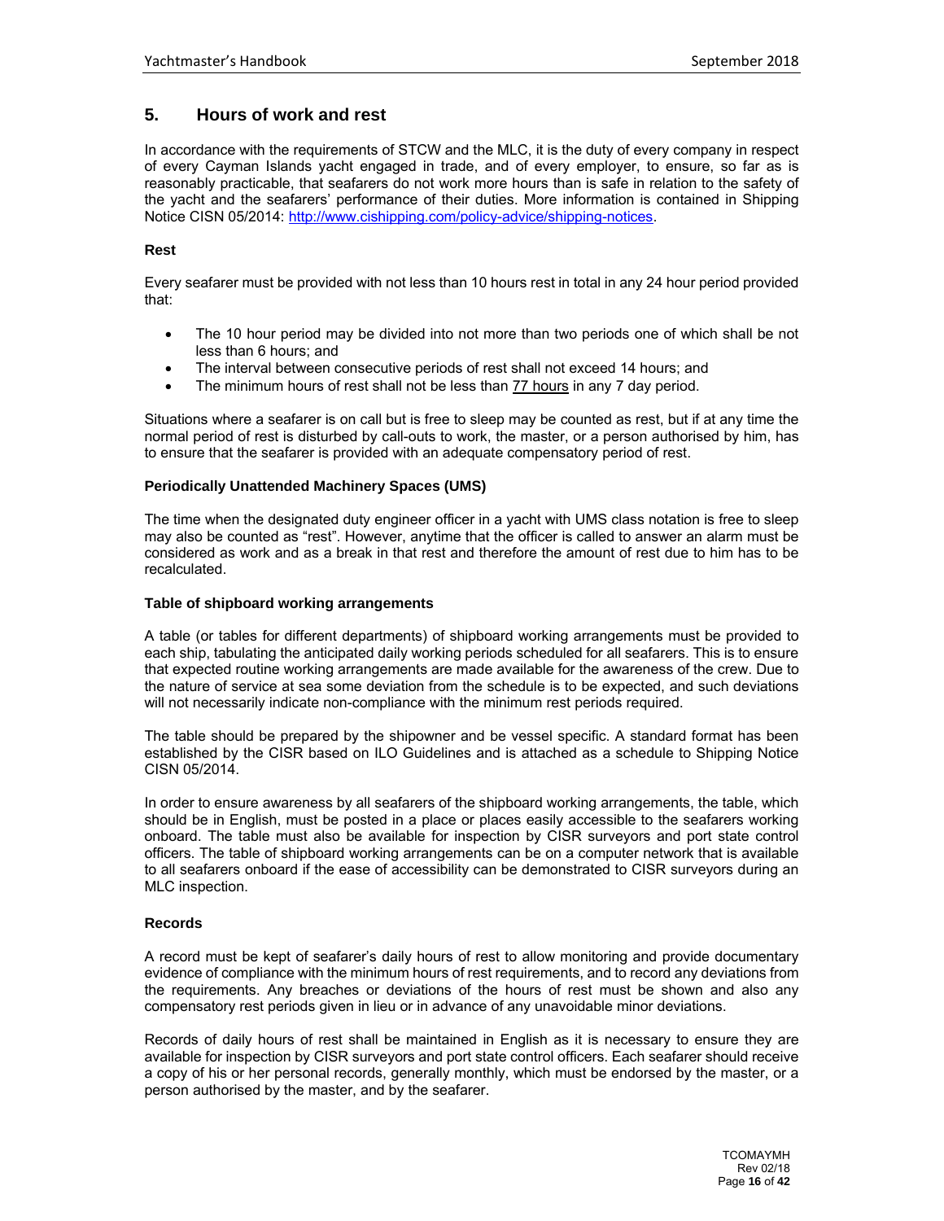## 5. Hours of work and rest

In accordance with the requirements of STCW and the MLC, it is the duty of every company in respect of every Cayman Islands yacht engaged in trade, and of every employer, to ensure, so far as is reasonably practicable, that seafarers do not work more hours than is safe in relation to the safety of the yacht and the seafarers' performance of their duties. More information is contained in Shipping Notice CISN 05/2014: http://www.cishipping.com/policy-advice/shipping-notices.

**Rest**

Every seafarer must be provided with not less than 10 hours rest in total in any 24 hour period provided that:

- The 10 hour period may be divided into not more than two periods one of which shall be not less than 6 hours; and
- The interval between consecutive periods of rest shall not exceed 14 hours; and
- The minimum hours of rest shall not be less than 77 hours in any 7 day period.

Situations where a seafarer is on call but is free to sleep may be counted as rest, but if at any time the normal period of rest is disturbed by call-outs to work, the master, or a person authorised by him, has to ensure that the seafarer is provided with an adequate compensatory period of rest.

**Periodically Unattended Machinery Spaces (UMS)**

The time when the designated duty engineer officer in a yacht with UMS class notation is free to sleep may also be counted as "rest". However, anytime that the officer is called to answer an alarm must be considered as work and as a break in that rest and therefore the amount of rest due to him has to be recalculated.

**Table of shipboard working arrangements**

A table (or tables for different departments) of shipboard working arrangements must be provided to each ship, tabulating the anticipated daily working periods scheduled for all seafarers. This is to ensure that expected routine working arrangements are made available for the awareness of the crew. Due to the nature of service at sea some deviation from the schedule is to be expected, and such deviations will not necessarily indicate non-compliance with the minimum rest periods required.

The table should be prepared by the shipowner and be vessel specific. A standard format has been established by the CISR based on ILO Guidelines and is attached as a schedule to Shipping Notice CISN 05/2014.

In order to ensure awareness by all seafarers of the shipboard working arrangements, the table, which should be in English, must be posted in a place or places easily accessible to the seafarers working onboard. The table must also be available for inspection by CISR surveyors and port state control officers. The table of shipboard working arrangements can be on a computer network that is available to all seafarers onboard if the ease of accessibility can be demonstrated to CISR surveyors during an MLC inspection.

**Records**

A record must be kept of seafarer's daily hours of rest to allow monitoring and provide documentary evidence of compliance with the minimum hours of rest requirements, and to record any deviations from the requirements. Any breaches or deviations of the hours of rest must be shown and also any compensatory rest periods given in lieu or in advance of any unavoidable minor deviations.

Records of daily hours of rest shall be maintained in English as it is necessary to ensure they are available for inspection by CISR surveyors and port state control officers. Each seafarer should receive a copy of his or her personal records, generally monthly, which must be endorsed by the master, or a person authorised by the master, and by the seafarer.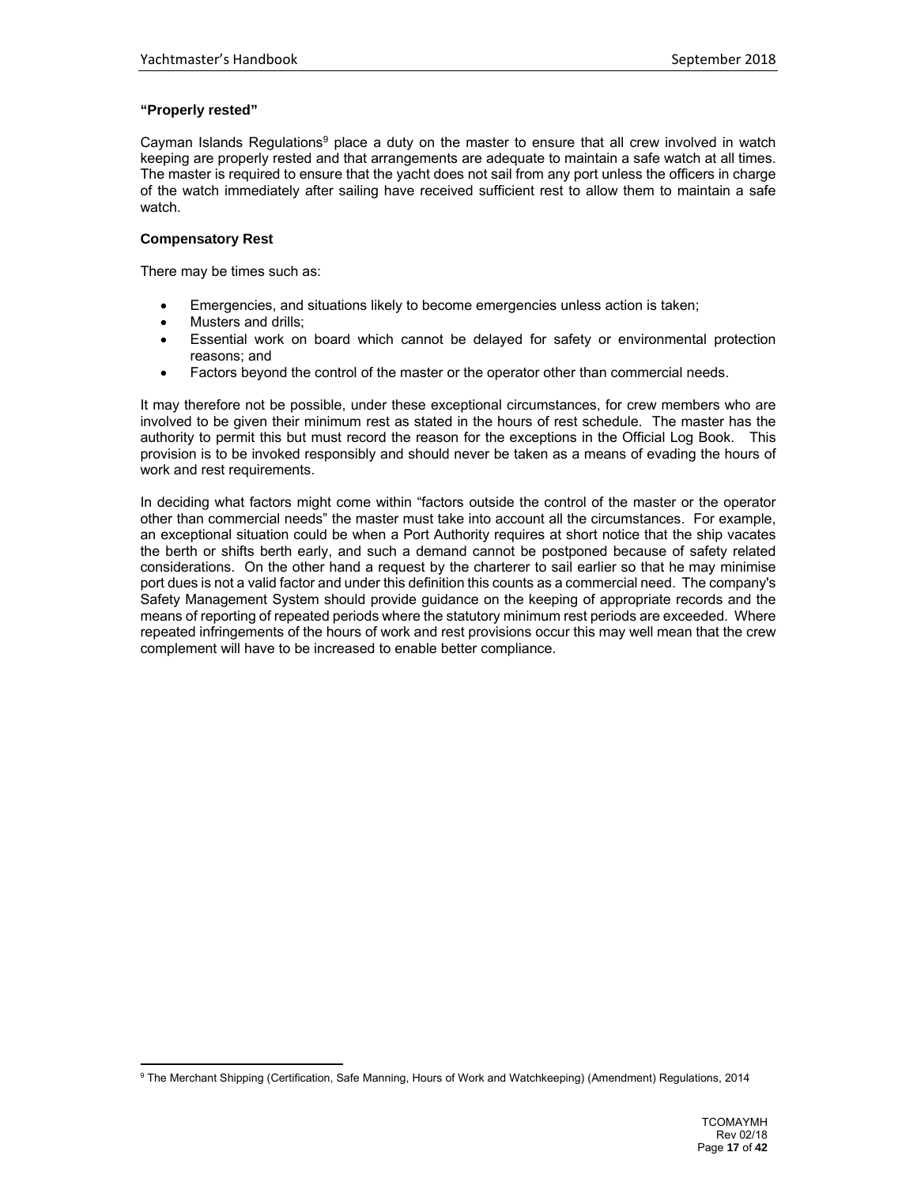### "Properly rested"

Cayman Islands Regulations[9] place a duty on the master to ensure that all crew involved in watch keeping are properly rested and that arrangements are adequate to maintain a safe watch at all times. The master is required to ensure that the yacht does not sail from any port unless the officers in charge of the watch immediately after sailing have received sufficient rest to allow them to maintain a safe watch.

### Compensatory Rest

There may be times such as:

- Emergencies, and situations likely to become emergencies unless action is taken;
- Musters and drills;
- Essential work on board which cannot be delayed for safety or environmental protection reasons; and
- Factors beyond the control of the master or the operator other than commercial needs.

It may therefore not be possible, under these exceptional circumstances, for crew members who are involved to be given their minimum rest as stated in the hours of rest schedule. The master has the authority to permit this but must record the reason for the exceptions in the Official Log Book. This provision is to be invoked responsibly and should never be taken as a means of evading the hours of work and rest requirements.

In deciding what factors might come within "factors outside the control of the master or the operator other than commercial needs" the master must take into account all the circumstances. For example, an exceptional situation could be when a Port Authority requires at short notice that the ship vacates the berth or shifts berth early, and such a demand cannot be postponed because of safety related considerations. On the other hand a request by the charterer to sail earlier so that he may minimise port dues is not a valid factor and under this definition this counts as a commercial need. The company's Safety Management System should provide guidance on the keeping of appropriate records and the means of reporting of repeated periods where the statutory minimum rest periods are exceeded. Where repeated infringements of the hours of work and rest provisions occur this may well mean that the crew complement will have to be increased to enable better compliance.

---

[9] The Merchant Shipping (Certification, Safe Manning, Hours of Work and Watchkeeping) (Amendment) Regulations, 2014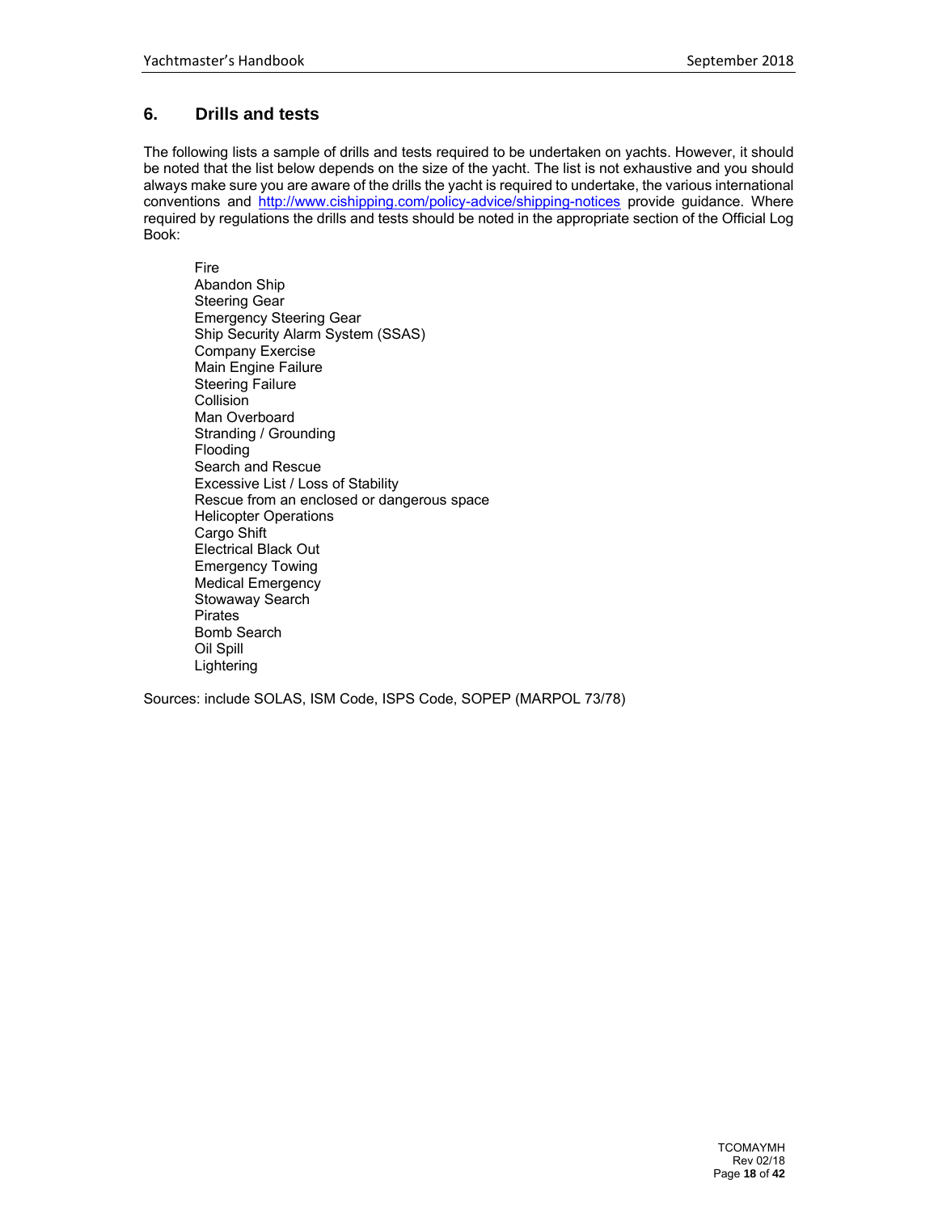## 6. Drills and tests

The following lists a sample of drills and tests required to be undertaken on yachts. However, it should be noted that the list below depends on the size of the yacht. The list is not exhaustive and you should always make sure you are aware of the drills the yacht is required to undertake, the various international conventions and [http://www.cishipping.com/policy-advice/shipping-notices](http://www.cishipping.com/policy-advice/shipping-notices) provide guidance. Where required by regulations the drills and tests should be noted in the appropriate section of the Official Log Book:

- Fire
- Abandon Ship
- Steering Gear
- Emergency Steering Gear
- Ship Security Alarm System (SSAS)
- Company Exercise
- Main Engine Failure
- Steering Failure
- Collision
- Man Overboard
- Stranding / Grounding
- Flooding
- Search and Rescue
- Excessive List / Loss of Stability
- Rescue from an enclosed or dangerous space
- Helicopter Operations
- Cargo Shift
- Electrical Black Out
- Emergency Towing
- Medical Emergency
- Stowaway Search
- Pirates
- Bomb Search
- Oil Spill
- Lightering

Sources: include SOLAS, ISM Code, ISPS Code, SOPEP (MARPOL 73/78)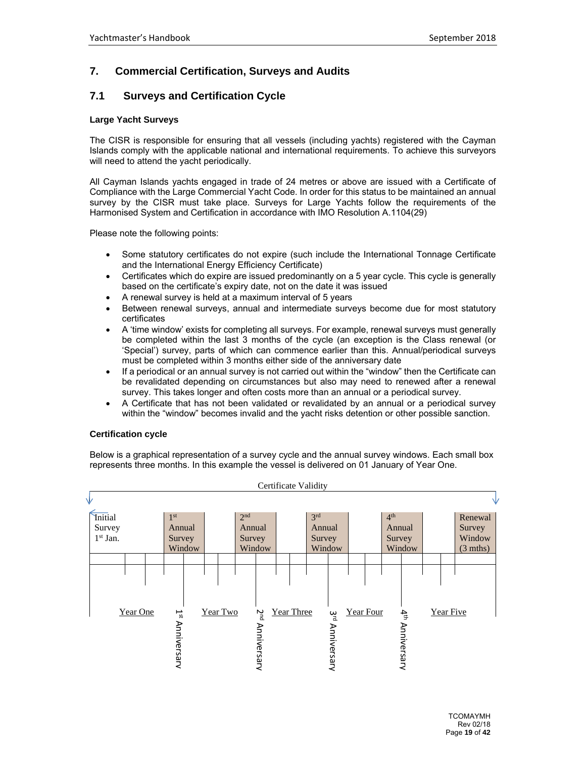## 7. Commercial Certification, Surveys and Audits

### 7.1 Surveys and Certification Cycle

**Large Yacht Surveys**

The CISR is responsible for ensuring that all vessels (including yachts) registered with the Cayman Islands comply with the applicable national and international requirements. To achieve this surveyors will need to attend the yacht periodically.

All Cayman Islands yachts engaged in trade of 24 metres or above are issued with a Certificate of Compliance with the Large Commercial Yacht Code. In order for this status to be maintained an annual survey by the CISR must take place. Surveys for Large Yachts follow the requirements of the Harmonised System and Certification in accordance with IMO Resolution A.1104(29)

Please note the following points:

- Some statutory certificates do not expire (such include the International Tonnage Certificate and the International Energy Efficiency Certificate)
- Certificates which do expire are issued predominantly on a 5 year cycle. This cycle is generally based on the certificate's expiry date, not on the date it was issued
- A renewal survey is held at a maximum interval of 5 years
- Between renewal surveys, annual and intermediate surveys become due for most statutory certificates
- A 'time window' exists for completing all surveys. For example, renewal surveys must generally be completed within the last 3 months of the cycle (an exception is the Class renewal (or 'Special') survey, parts of which can commence earlier than this. Annual/periodical surveys must be completed within 3 months either side of the anniversary date
- If a periodical or an annual survey is not carried out within the "window" then the Certificate can be revalidated depending on circumstances but also may need to renewed after a renewal survey. This takes longer and often costs more than an annual or a periodical survey.
- A Certificate that has not been validated or revalidated by an annual or a periodical survey within the "window" becomes invalid and the yacht risks detention or other possible sanction.

**Certification cycle**

Below is a graphical representation of a survey cycle and the annual survey windows. Each small box represents three months. In this example the vessel is delivered on 01 January of Year One.

Certificate Validity

| Initial Survey 1st Jan. | 1st Annual Survey Window | 2nd Annual Survey Window | 3rd Annual Survey Window | 4th Annual Survey Window | Renewal Survey Window (3 mths) |
|---|---|---|---|---|---|

Year One | 1st Anniversary | Year Two | 2nd Anniversary | Year Three | 3rd Anniversary | Year Four | 4th Anniversary | Year Five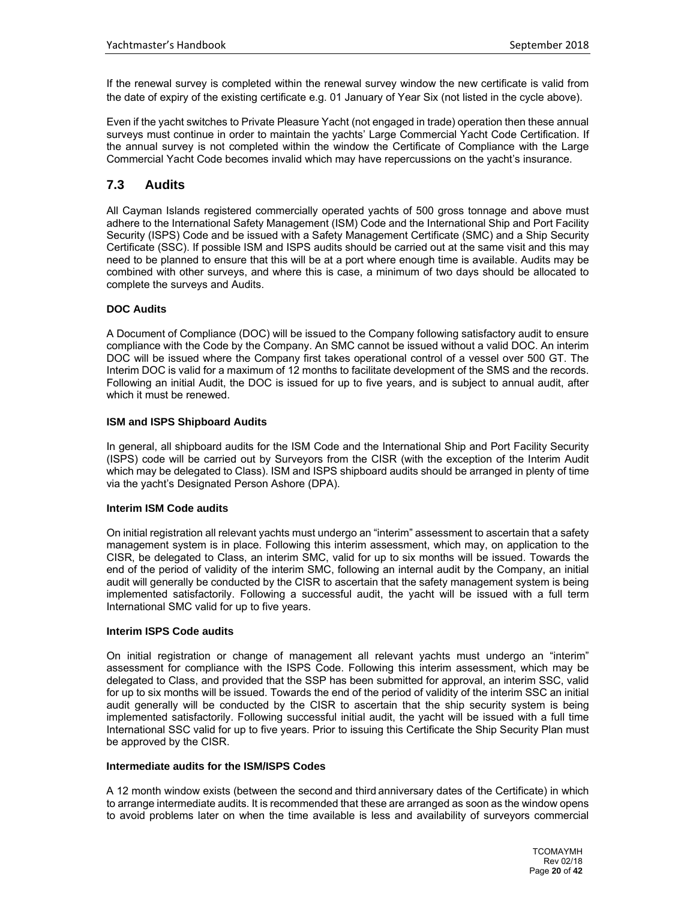If the renewal survey is completed within the renewal survey window the new certificate is valid from the date of expiry of the existing certificate e.g. 01 January of Year Six (not listed in the cycle above).

Even if the yacht switches to Private Pleasure Yacht (not engaged in trade) operation then these annual surveys must continue in order to maintain the yachts' Large Commercial Yacht Code Certification. If the annual survey is not completed within the window the Certificate of Compliance with the Large Commercial Yacht Code becomes invalid which may have repercussions on the yacht's insurance.

## 7.3 Audits

All Cayman Islands registered commercially operated yachts of 500 gross tonnage and above must adhere to the International Safety Management (ISM) Code and the International Ship and Port Facility Security (ISPS) Code and be issued with a Safety Management Certificate (SMC) and a Ship Security Certificate (SSC). If possible ISM and ISPS audits should be carried out at the same visit and this may need to be planned to ensure that this will be at a port where enough time is available. Audits may be combined with other surveys, and where this is case, a minimum of two days should be allocated to complete the surveys and Audits.

**DOC Audits**

A Document of Compliance (DOC) will be issued to the Company following satisfactory audit to ensure compliance with the Code by the Company. An SMC cannot be issued without a valid DOC. An interim DOC will be issued where the Company first takes operational control of a vessel over 500 GT. The Interim DOC is valid for a maximum of 12 months to facilitate development of the SMS and the records. Following an initial Audit, the DOC is issued for up to five years, and is subject to annual audit, after which it must be renewed.

**ISM and ISPS Shipboard Audits**

In general, all shipboard audits for the ISM Code and the International Ship and Port Facility Security (ISPS) code will be carried out by Surveyors from the CISR (with the exception of the Interim Audit which may be delegated to Class). ISM and ISPS shipboard audits should be arranged in plenty of time via the yacht's Designated Person Ashore (DPA).

**Interim ISM Code audits**

On initial registration all relevant yachts must undergo an "interim" assessment to ascertain that a safety management system is in place. Following this interim assessment, which may, on application to the CISR, be delegated to Class, an interim SMC, valid for up to six months will be issued. Towards the end of the period of validity of the interim SMC, following an internal audit by the Company, an initial audit will generally be conducted by the CISR to ascertain that the safety management system is being implemented satisfactorily. Following a successful audit, the yacht will be issued with a full term International SMC valid for up to five years.

**Interim ISPS Code audits**

On initial registration or change of management all relevant yachts must undergo an "interim" assessment for compliance with the ISPS Code. Following this interim assessment, which may be delegated to Class, and provided that the SSP has been submitted for approval, an interim SSC, valid for up to six months will be issued. Towards the end of the period of validity of the interim SSC an initial audit generally will be conducted by the CISR to ascertain that the ship security system is being implemented satisfactorily. Following successful initial audit, the yacht will be issued with a full time International SSC valid for up to five years. Prior to issuing this Certificate the Ship Security Plan must be approved by the CISR.

**Intermediate audits for the ISM/ISPS Codes**

A 12 month window exists (between the second and third anniversary dates of the Certificate) in which to arrange intermediate audits. It is recommended that these are arranged as soon as the window opens to avoid problems later on when the time available is less and availability of surveyors commercial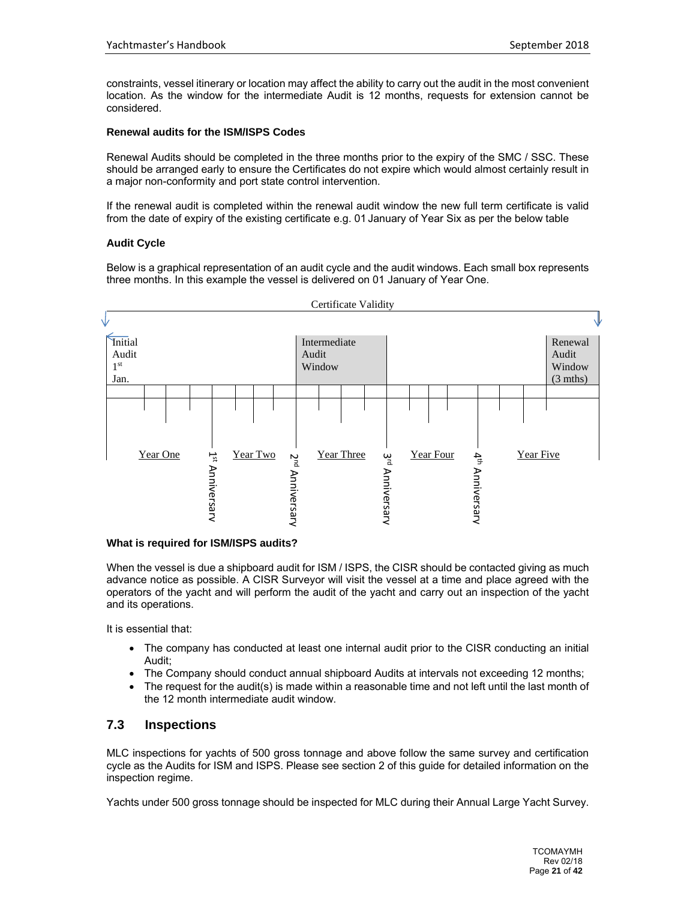constraints, vessel itinerary or location may affect the ability to carry out the audit in the most convenient location. As the window for the intermediate Audit is 12 months, requests for extension cannot be considered.

**Renewal audits for the ISM/ISPS Codes**

Renewal Audits should be completed in the three months prior to the expiry of the SMC / SSC. These should be arranged early to ensure the Certificates do not expire which would almost certainly result in a major non-conformity and port state control intervention.

If the renewal audit is completed within the renewal audit window the new full term certificate is valid from the date of expiry of the existing certificate e.g. 01 January of Year Six as per the below table

**Audit Cycle**

Below is a graphical representation of an audit cycle and the audit windows. Each small box represents three months. In this example the vessel is delivered on 01 January of Year One.

Certificate Validity

| Initial Audit 1st Jan. | | | | | | | | Intermediate Audit Window | | | | | | | | | | Renewal Audit Window (3 mths) |
|---|---|---|---|---|---|---|---|---|---|---|---|---|---|---|---|---|---|---|
| Year One | | | | 1st Anniversary | Year Two | | | 2nd Anniversary | Year Three | | | 3rd Anniversary | Year Four | | | 4th Anniversary | Year Five | |

**What is required for ISM/ISPS audits?**

When the vessel is due a shipboard audit for ISM / ISPS, the CISR should be contacted giving as much advance notice as possible. A CISR Surveyor will visit the vessel at a time and place agreed with the operators of the yacht and will perform the audit of the yacht and carry out an inspection of the yacht and its operations.

It is essential that:

- The company has conducted at least one internal audit prior to the CISR conducting an initial Audit;
- The Company should conduct annual shipboard Audits at intervals not exceeding 12 months;
- The request for the audit(s) is made within a reasonable time and not left until the last month of the 12 month intermediate audit window.

## 7.3 Inspections

MLC inspections for yachts of 500 gross tonnage and above follow the same survey and certification cycle as the Audits for ISM and ISPS. Please see section 2 of this guide for detailed information on the inspection regime.

Yachts under 500 gross tonnage should be inspected for MLC during their Annual Large Yacht Survey.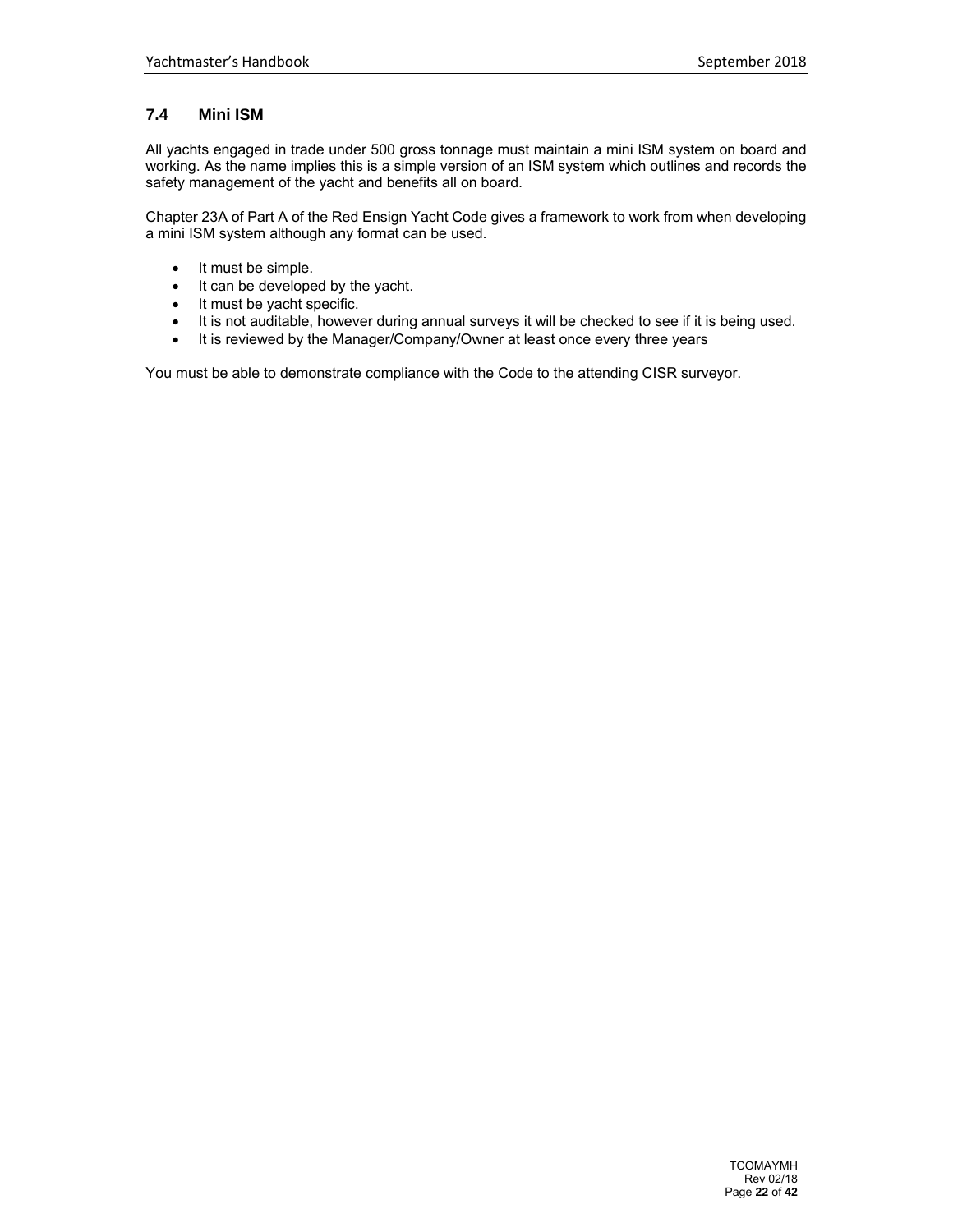### 7.4 Mini ISM

All yachts engaged in trade under 500 gross tonnage must maintain a mini ISM system on board and working. As the name implies this is a simple version of an ISM system which outlines and records the safety management of the yacht and benefits all on board.

Chapter 23A of Part A of the Red Ensign Yacht Code gives a framework to work from when developing a mini ISM system although any format can be used.

- It must be simple.
- It can be developed by the yacht.
- It must be yacht specific.
- It is not auditable, however during annual surveys it will be checked to see if it is being used.
- It is reviewed by the Manager/Company/Owner at least once every three years

You must be able to demonstrate compliance with the Code to the attending CISR surveyor.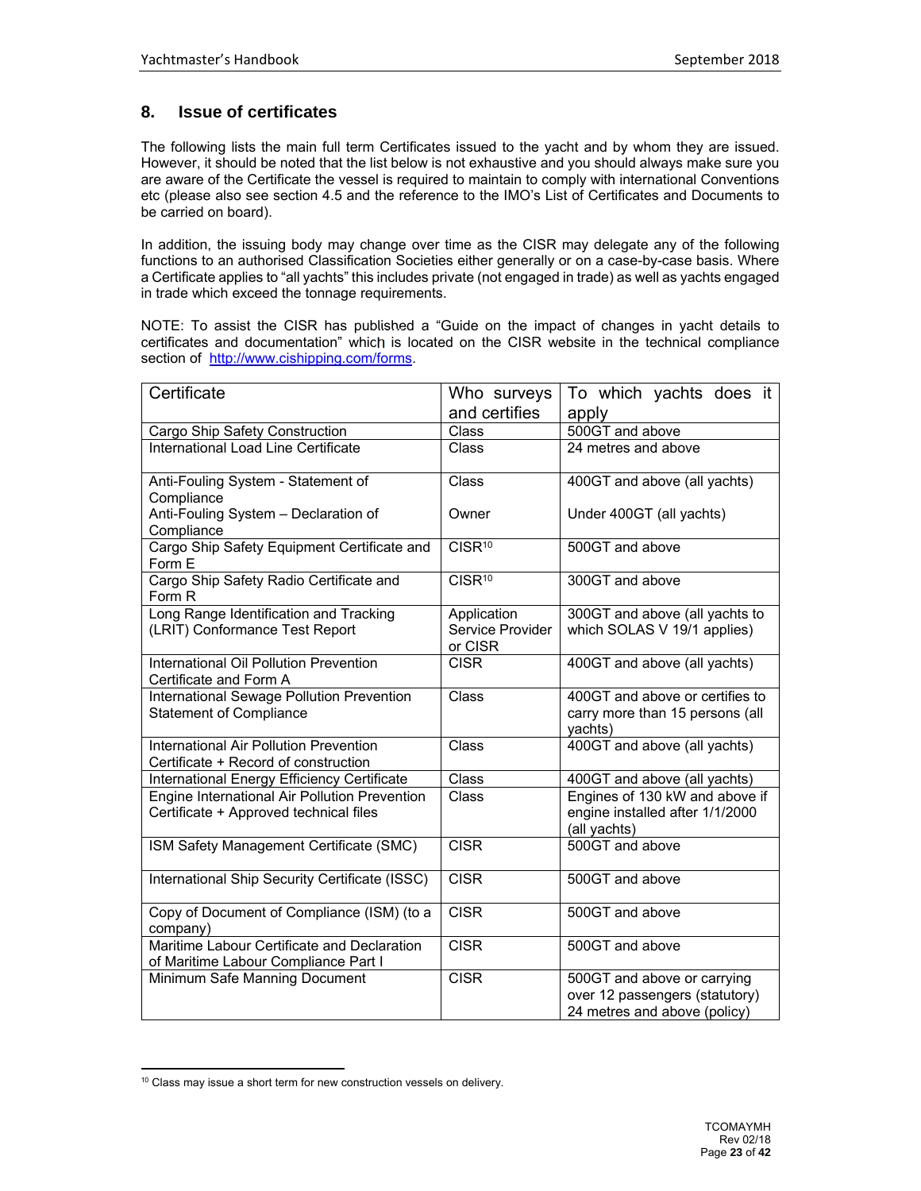## 8. Issue of certificates

The following lists the main full term Certificates issued to the yacht and by whom they are issued. However, it should be noted that the list below is not exhaustive and you should always make sure you are aware of the Certificate the vessel is required to maintain to comply with international Conventions etc (please also see section 4.5 and the reference to the IMO's List of Certificates and Documents to be carried on board).

In addition, the issuing body may change over time as the CISR may delegate any of the following functions to an authorised Classification Societies either generally or on a case-by-case basis. Where a Certificate applies to "all yachts" this includes private (not engaged in trade) as well as yachts engaged in trade which exceed the tonnage requirements.

NOTE: To assist the CISR has published a "Guide on the impact of changes in yacht details to certificates and documentation" which is located on the CISR website in the technical compliance section of http://www.cishipping.com/forms.

| Certificate | Who surveys and certifies | To which yachts does it apply |
|---|---|---|
| Cargo Ship Safety Construction | Class | 500GT and above |
| International Load Line Certificate | Class | 24 metres and above |
| Anti-Fouling System - Statement of Compliance<br>Anti-Fouling System – Declaration of Compliance | Class<br><br>Owner | 400GT and above (all yachts)<br><br>Under 400GT (all yachts) |
| Cargo Ship Safety Equipment Certificate and Form E | CISR[10] | 500GT and above |
| Cargo Ship Safety Radio Certificate and Form R | CISR[10] | 300GT and above |
| Long Range Identification and Tracking (LRIT) Conformance Test Report | Application Service Provider or CISR | 300GT and above (all yachts to which SOLAS V 19/1 applies) |
| International Oil Pollution Prevention Certificate and Form A | CISR | 400GT and above (all yachts) |
| International Sewage Pollution Prevention Statement of Compliance | Class | 400GT and above or certifies to carry more than 15 persons (all yachts) |
| International Air Pollution Prevention Certificate + Record of construction | Class | 400GT and above (all yachts) |
| International Energy Efficiency Certificate | Class | 400GT and above (all yachts) |
| Engine International Air Pollution Prevention Certificate + Approved technical files | Class | Engines of 130 kW and above if engine installed after 1/1/2000 (all yachts) |
| ISM Safety Management Certificate (SMC) | CISR | 500GT and above |
| International Ship Security Certificate (ISSC) | CISR | 500GT and above |
| Copy of Document of Compliance (ISM) (to a company) | CISR | 500GT and above |
| Maritime Labour Certificate and Declaration of Maritime Labour Compliance Part I | CISR | 500GT and above |
| Minimum Safe Manning Document | CISR | 500GT and above or carrying over 12 passengers (statutory)<br>24 metres and above (policy) |

[10] Class may issue a short term for new construction vessels on delivery.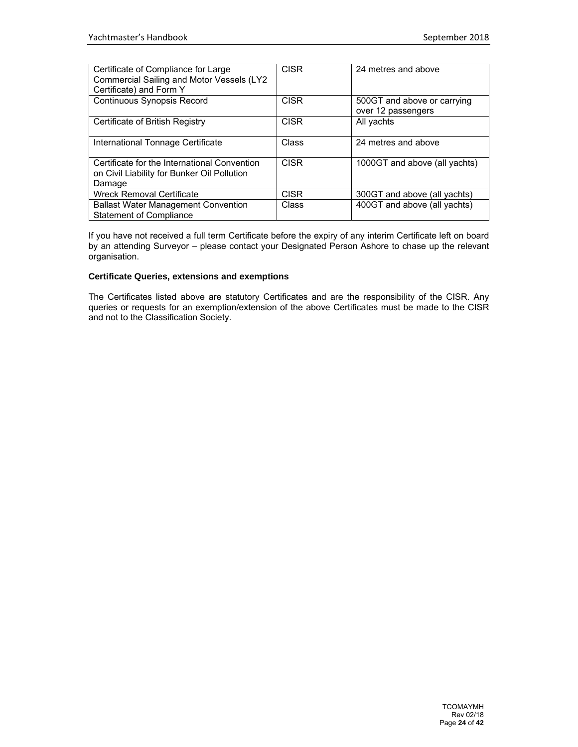| Certificate of Compliance for Large Commercial Sailing and Motor Vessels (LY2 Certificate) and Form Y | CISR | 24 metres and above |
|---|---|---|
| Continuous Synopsis Record | CISR | 500GT and above or carrying over 12 passengers |
| Certificate of British Registry | CISR | All yachts |
| International Tonnage Certificate | Class | 24 metres and above |
| Certificate for the International Convention on Civil Liability for Bunker Oil Pollution Damage | CISR | 1000GT and above (all yachts) |
| Wreck Removal Certificate | CISR | 300GT and above (all yachts) |
| Ballast Water Management Convention Statement of Compliance | Class | 400GT and above (all yachts) |

If you have not received a full term Certificate before the expiry of any interim Certificate left on board by an attending Surveyor – please contact your Designated Person Ashore to chase up the relevant organisation.

**Certificate Queries, extensions and exemptions**

The Certificates listed above are statutory Certificates and are the responsibility of the CISR. Any queries or requests for an exemption/extension of the above Certificates must be made to the CISR and not to the Classification Society.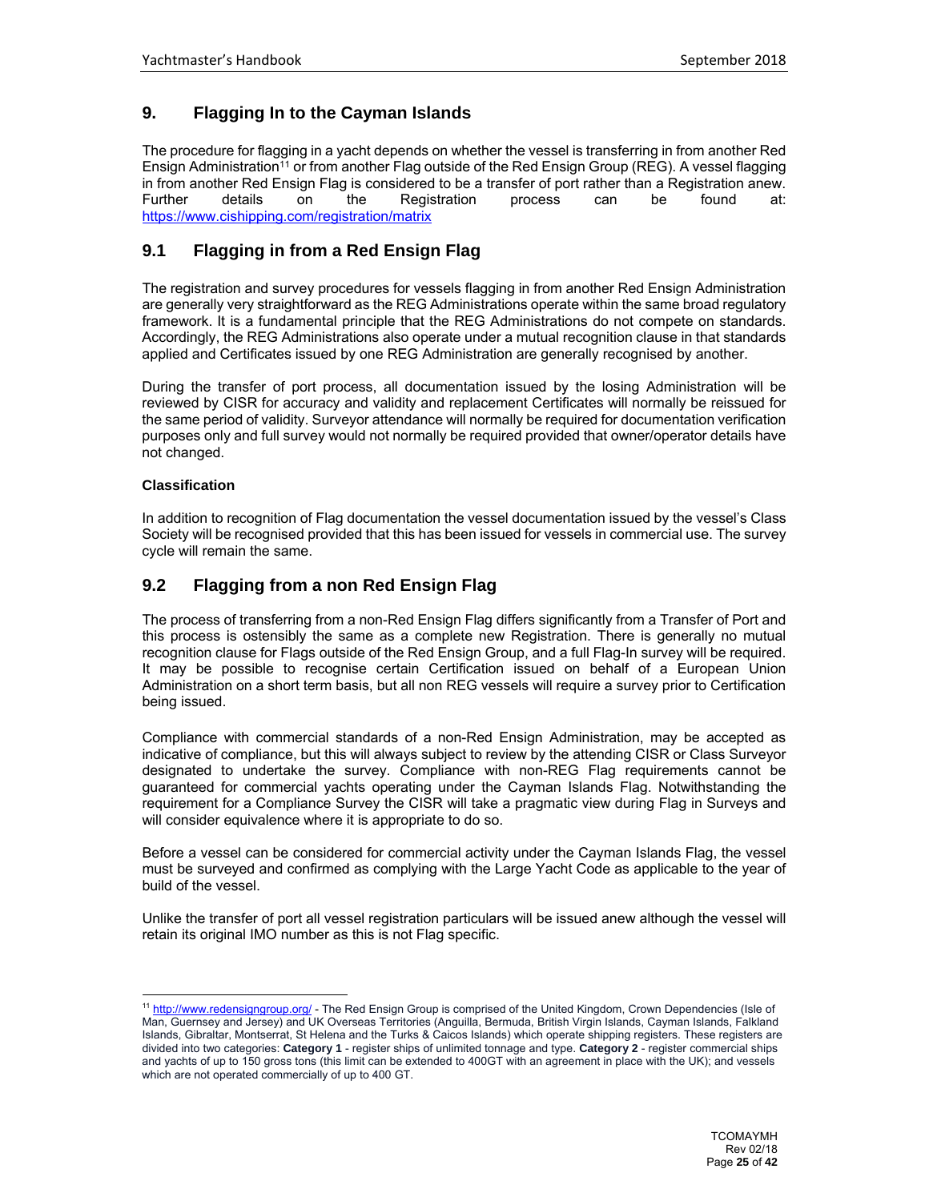## 9. Flagging In to the Cayman Islands

The procedure for flagging in a yacht depends on whether the vessel is transferring in from another Red Ensign Administration[11] or from another Flag outside of the Red Ensign Group (REG). A vessel flagging in from another Red Ensign Flag is considered to be a transfer of port rather than a Registration anew. Further details on the Registration process can be found at: https://www.cishipping.com/registration/matrix

## 9.1 Flagging in from a Red Ensign Flag

The registration and survey procedures for vessels flagging in from another Red Ensign Administration are generally very straightforward as the REG Administrations operate within the same broad regulatory framework. It is a fundamental principle that the REG Administrations do not compete on standards. Accordingly, the REG Administrations also operate under a mutual recognition clause in that standards applied and Certificates issued by one REG Administration are generally recognised by another.

During the transfer of port process, all documentation issued by the losing Administration will be reviewed by CISR for accuracy and validity and replacement Certificates will normally be reissued for the same period of validity. Surveyor attendance will normally be required for documentation verification purposes only and full survey would not normally be required provided that owner/operator details have not changed.

**Classification**

In addition to recognition of Flag documentation the vessel documentation issued by the vessel's Class Society will be recognised provided that this has been issued for vessels in commercial use. The survey cycle will remain the same.

## 9.2 Flagging from a non Red Ensign Flag

The process of transferring from a non-Red Ensign Flag differs significantly from a Transfer of Port and this process is ostensibly the same as a complete new Registration. There is generally no mutual recognition clause for Flags outside of the Red Ensign Group, and a full Flag-In survey will be required. It may be possible to recognise certain Certification issued on behalf of a European Union Administration on a short term basis, but all non REG vessels will require a survey prior to Certification being issued.

Compliance with commercial standards of a non-Red Ensign Administration, may be accepted as indicative of compliance, but this will always subject to review by the attending CISR or Class Surveyor designated to undertake the survey. Compliance with non-REG Flag requirements cannot be guaranteed for commercial yachts operating under the Cayman Islands Flag. Notwithstanding the requirement for a Compliance Survey the CISR will take a pragmatic view during Flag in Surveys and will consider equivalence where it is appropriate to do so.

Before a vessel can be considered for commercial activity under the Cayman Islands Flag, the vessel must be surveyed and confirmed as complying with the Large Yacht Code as applicable to the year of build of the vessel.

Unlike the transfer of port all vessel registration particulars will be issued anew although the vessel will retain its original IMO number as this is not Flag specific.

---

[11] http://www.redensigngroup.org/ - The Red Ensign Group is comprised of the United Kingdom, Crown Dependencies (Isle of Man, Guernsey and Jersey) and UK Overseas Territories (Anguilla, Bermuda, British Virgin Islands, Cayman Islands, Falkland Islands, Gibraltar, Montserrat, St Helena and the Turks & Caicos Islands) which operate shipping registers. These registers are divided into two categories: **Category 1** - register ships of unlimited tonnage and type. **Category 2** - register commercial ships and yachts of up to 150 gross tons (this limit can be extended to 400GT with an agreement in place with the UK); and vessels which are not operated commercially of up to 400 GT.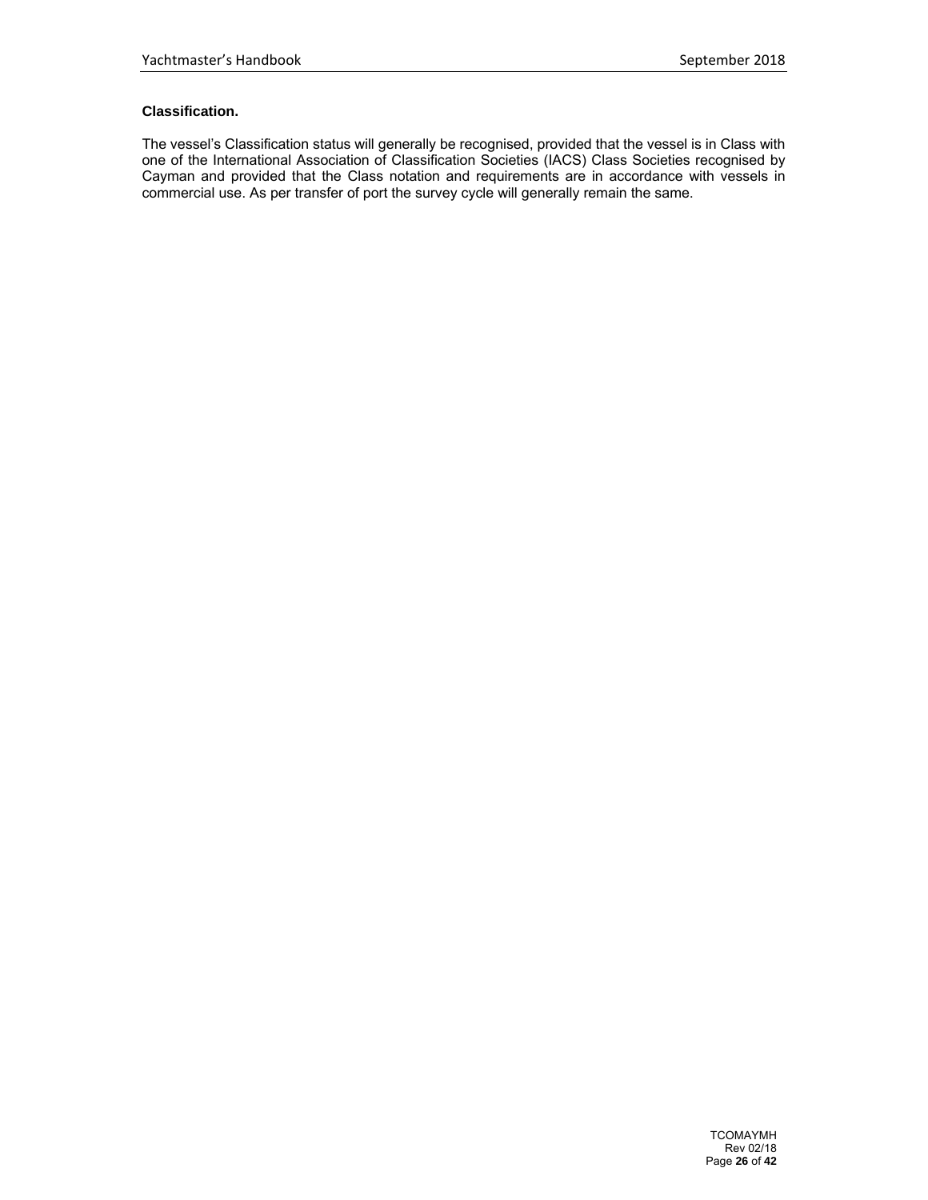**Classification.**

The vessel's Classification status will generally be recognised, provided that the vessel is in Class with one of the International Association of Classification Societies (IACS) Class Societies recognised by Cayman and provided that the Class notation and requirements are in accordance with vessels in commercial use. As per transfer of port the survey cycle will generally remain the same.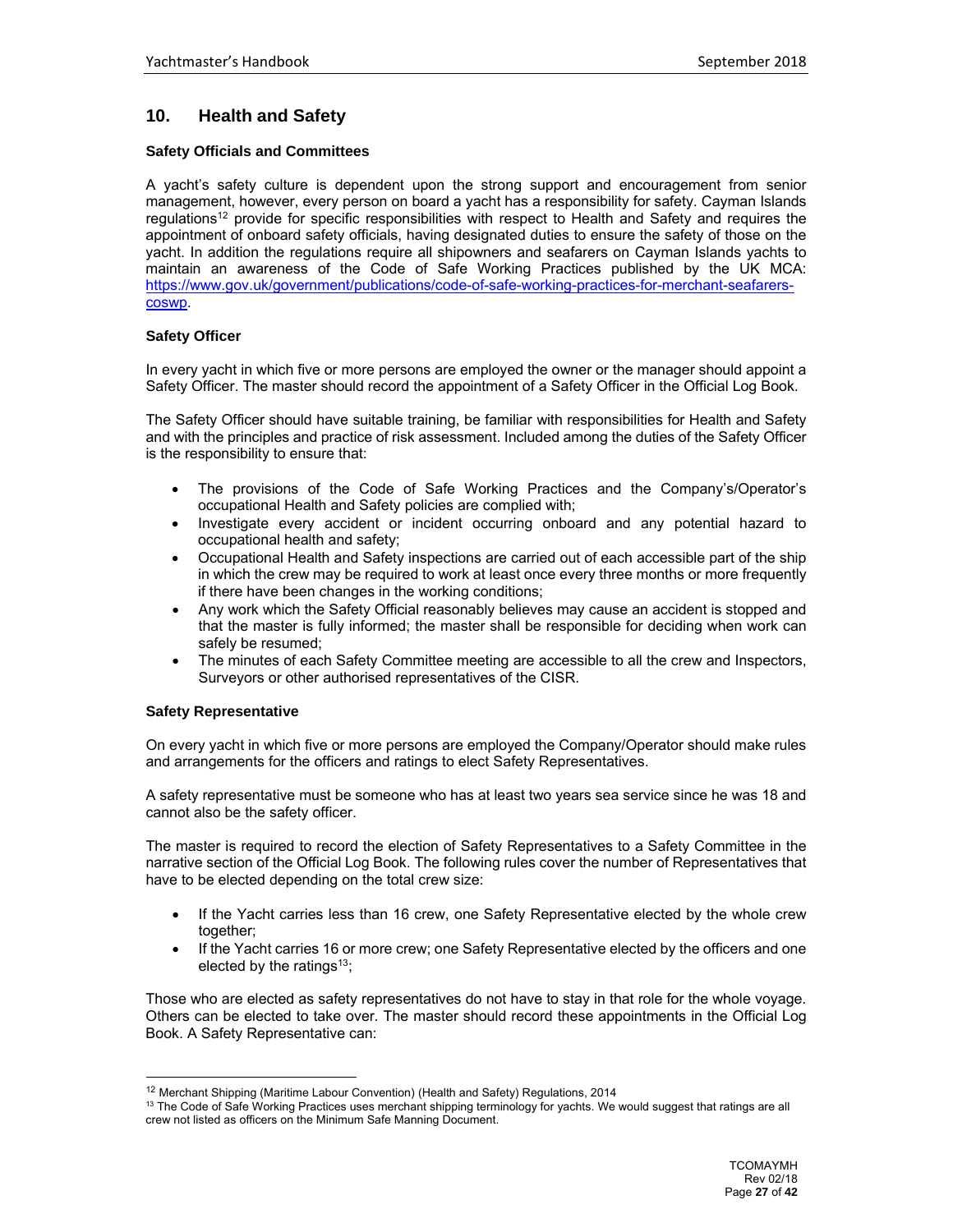## 10. Health and Safety

### Safety Officials and Committees

A yacht's safety culture is dependent upon the strong support and encouragement from senior management, however, every person on board a yacht has a responsibility for safety. Cayman Islands regulations[12] provide for specific responsibilities with respect to Health and Safety and requires the appointment of onboard safety officials, having designated duties to ensure the safety of those on the yacht. In addition the regulations require all shipowners and seafarers on Cayman Islands yachts to maintain an awareness of the Code of Safe Working Practices published by the UK MCA: https://www.gov.uk/government/publications/code-of-safe-working-practices-for-merchant-seafarers-coswp.

### Safety Officer

In every yacht in which five or more persons are employed the owner or the manager should appoint a Safety Officer. The master should record the appointment of a Safety Officer in the Official Log Book.

The Safety Officer should have suitable training, be familiar with responsibilities for Health and Safety and with the principles and practice of risk assessment. Included among the duties of the Safety Officer is the responsibility to ensure that:

- The provisions of the Code of Safe Working Practices and the Company's/Operator's occupational Health and Safety policies are complied with;
- Investigate every accident or incident occurring onboard and any potential hazard to occupational health and safety;
- Occupational Health and Safety inspections are carried out of each accessible part of the ship in which the crew may be required to work at least once every three months or more frequently if there have been changes in the working conditions;
- Any work which the Safety Official reasonably believes may cause an accident is stopped and that the master is fully informed; the master shall be responsible for deciding when work can safely be resumed;
- The minutes of each Safety Committee meeting are accessible to all the crew and Inspectors, Surveyors or other authorised representatives of the CISR.

### Safety Representative

On every yacht in which five or more persons are employed the Company/Operator should make rules and arrangements for the officers and ratings to elect Safety Representatives.

A safety representative must be someone who has at least two years sea service since he was 18 and cannot also be the safety officer.

The master is required to record the election of Safety Representatives to a Safety Committee in the narrative section of the Official Log Book. The following rules cover the number of Representatives that have to be elected depending on the total crew size:

- If the Yacht carries less than 16 crew, one Safety Representative elected by the whole crew together;
- If the Yacht carries 16 or more crew; one Safety Representative elected by the officers and one elected by the ratings[13];

Those who are elected as safety representatives do not have to stay in that role for the whole voyage. Others can be elected to take over. The master should record these appointments in the Official Log Book. A Safety Representative can:

---

[12] Merchant Shipping (Maritime Labour Convention) (Health and Safety) Regulations, 2014

[13] The Code of Safe Working Practices uses merchant shipping terminology for yachts. We would suggest that ratings are all crew not listed as officers on the Minimum Safe Manning Document.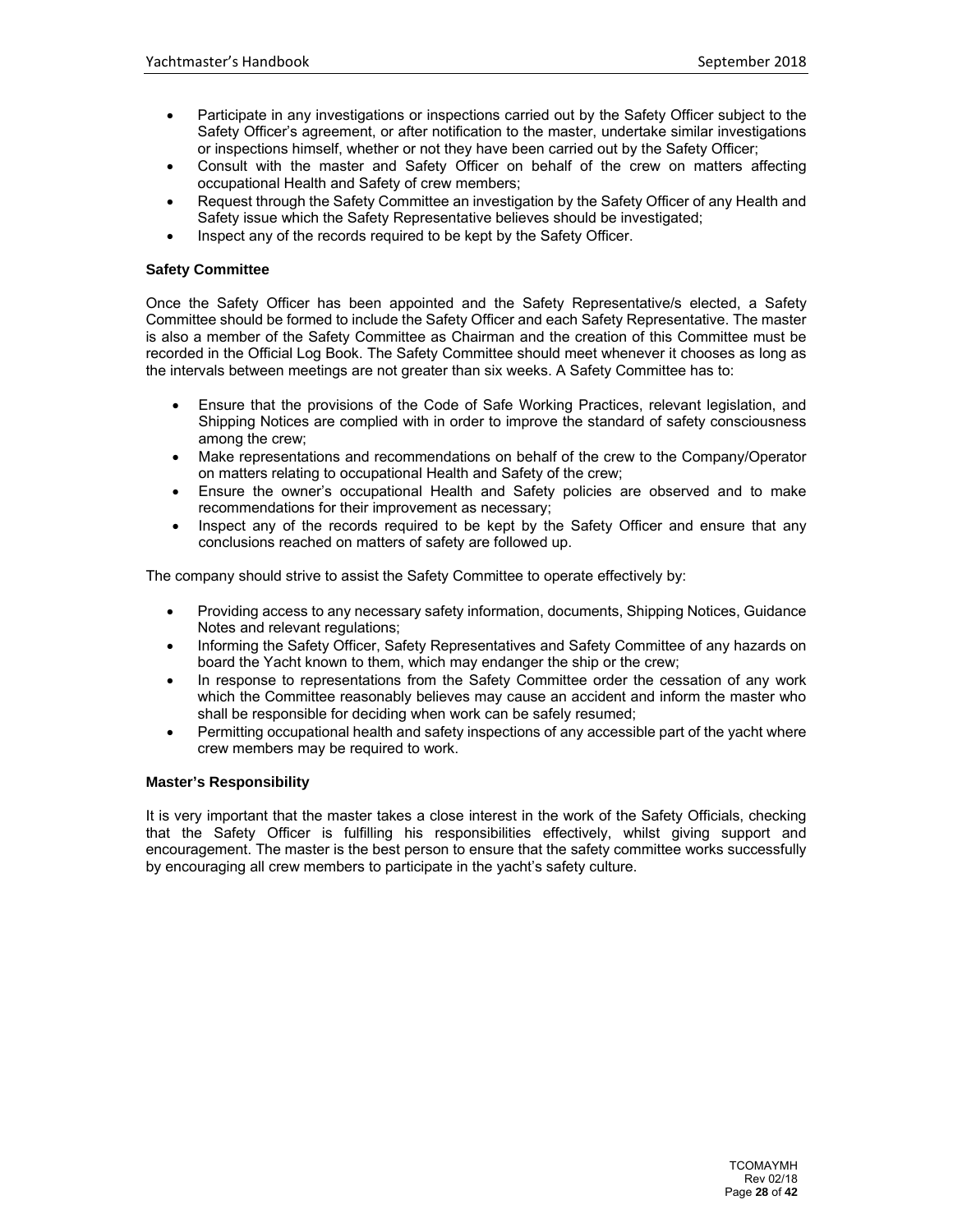- Participate in any investigations or inspections carried out by the Safety Officer subject to the Safety Officer's agreement, or after notification to the master, undertake similar investigations or inspections himself, whether or not they have been carried out by the Safety Officer;
- Consult with the master and Safety Officer on behalf of the crew on matters affecting occupational Health and Safety of crew members;
- Request through the Safety Committee an investigation by the Safety Officer of any Health and Safety issue which the Safety Representative believes should be investigated;
- Inspect any of the records required to be kept by the Safety Officer.

**Safety Committee**

Once the Safety Officer has been appointed and the Safety Representative/s elected, a Safety Committee should be formed to include the Safety Officer and each Safety Representative. The master is also a member of the Safety Committee as Chairman and the creation of this Committee must be recorded in the Official Log Book. The Safety Committee should meet whenever it chooses as long as the intervals between meetings are not greater than six weeks. A Safety Committee has to:

- Ensure that the provisions of the Code of Safe Working Practices, relevant legislation, and Shipping Notices are complied with in order to improve the standard of safety consciousness among the crew;
- Make representations and recommendations on behalf of the crew to the Company/Operator on matters relating to occupational Health and Safety of the crew;
- Ensure the owner's occupational Health and Safety policies are observed and to make recommendations for their improvement as necessary;
- Inspect any of the records required to be kept by the Safety Officer and ensure that any conclusions reached on matters of safety are followed up.

The company should strive to assist the Safety Committee to operate effectively by:

- Providing access to any necessary safety information, documents, Shipping Notices, Guidance Notes and relevant regulations;
- Informing the Safety Officer, Safety Representatives and Safety Committee of any hazards on board the Yacht known to them, which may endanger the ship or the crew;
- In response to representations from the Safety Committee order the cessation of any work which the Committee reasonably believes may cause an accident and inform the master who shall be responsible for deciding when work can be safely resumed;
- Permitting occupational health and safety inspections of any accessible part of the yacht where crew members may be required to work.

**Master's Responsibility**

It is very important that the master takes a close interest in the work of the Safety Officials, checking that the Safety Officer is fulfilling his responsibilities effectively, whilst giving support and encouragement. The master is the best person to ensure that the safety committee works successfully by encouraging all crew members to participate in the yacht's safety culture.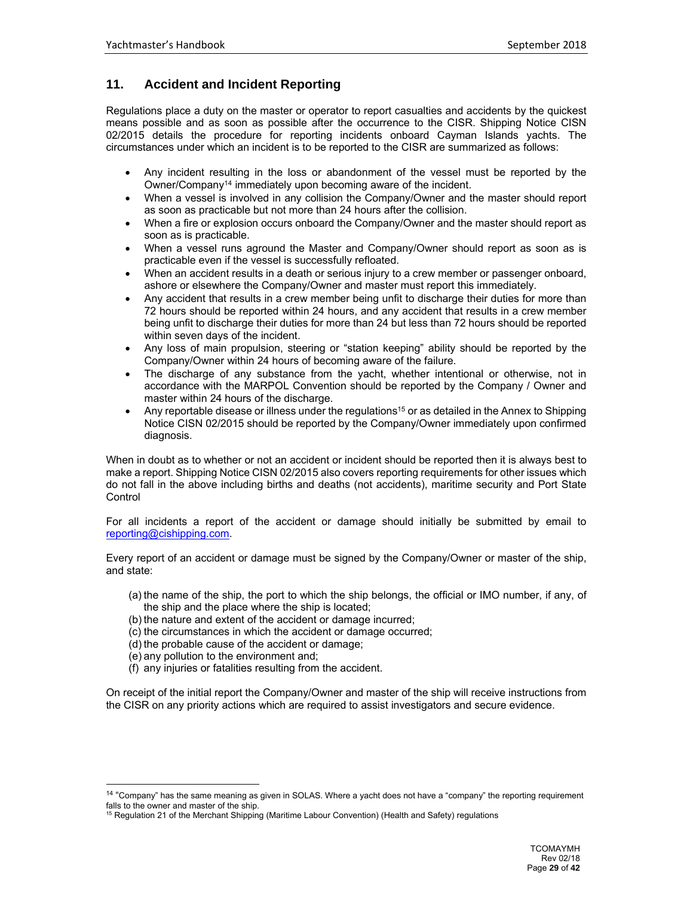## 11. Accident and Incident Reporting

Regulations place a duty on the master or operator to report casualties and accidents by the quickest means possible and as soon as possible after the occurrence to the CISR. Shipping Notice CISN 02/2015 details the procedure for reporting incidents onboard Cayman Islands yachts. The circumstances under which an incident is to be reported to the CISR are summarized as follows:

- Any incident resulting in the loss or abandonment of the vessel must be reported by the Owner/Company[14] immediately upon becoming aware of the incident.
- When a vessel is involved in any collision the Company/Owner and the master should report as soon as practicable but not more than 24 hours after the collision.
- When a fire or explosion occurs onboard the Company/Owner and the master should report as soon as is practicable.
- When a vessel runs aground the Master and Company/Owner should report as soon as is practicable even if the vessel is successfully refloated.
- When an accident results in a death or serious injury to a crew member or passenger onboard, ashore or elsewhere the Company/Owner and master must report this immediately.
- Any accident that results in a crew member being unfit to discharge their duties for more than 72 hours should be reported within 24 hours, and any accident that results in a crew member being unfit to discharge their duties for more than 24 but less than 72 hours should be reported within seven days of the incident.
- Any loss of main propulsion, steering or "station keeping" ability should be reported by the Company/Owner within 24 hours of becoming aware of the failure.
- The discharge of any substance from the yacht, whether intentional or otherwise, not in accordance with the MARPOL Convention should be reported by the Company / Owner and master within 24 hours of the discharge.
- Any reportable disease or illness under the regulations[15] or as detailed in the Annex to Shipping Notice CISN 02/2015 should be reported by the Company/Owner immediately upon confirmed diagnosis.

When in doubt as to whether or not an accident or incident should be reported then it is always best to make a report. Shipping Notice CISN 02/2015 also covers reporting requirements for other issues which do not fall in the above including births and deaths (not accidents), maritime security and Port State Control

For all incidents a report of the accident or damage should initially be submitted by email to reporting@cishipping.com.

Every report of an accident or damage must be signed by the Company/Owner or master of the ship, and state:

(a) the name of the ship, the port to which the ship belongs, the official or IMO number, if any, of the ship and the place where the ship is located;
(b) the nature and extent of the accident or damage incurred;
(c) the circumstances in which the accident or damage occurred;
(d) the probable cause of the accident or damage;
(e) any pollution to the environment and;
(f) any injuries or fatalities resulting from the accident.

On receipt of the initial report the Company/Owner and master of the ship will receive instructions from the CISR on any priority actions which are required to assist investigators and secure evidence.

---

[14] "Company" has the same meaning as given in SOLAS. Where a yacht does not have a "company" the reporting requirement falls to the owner and master of the ship.

[15] Regulation 21 of the Merchant Shipping (Maritime Labour Convention) (Health and Safety) regulations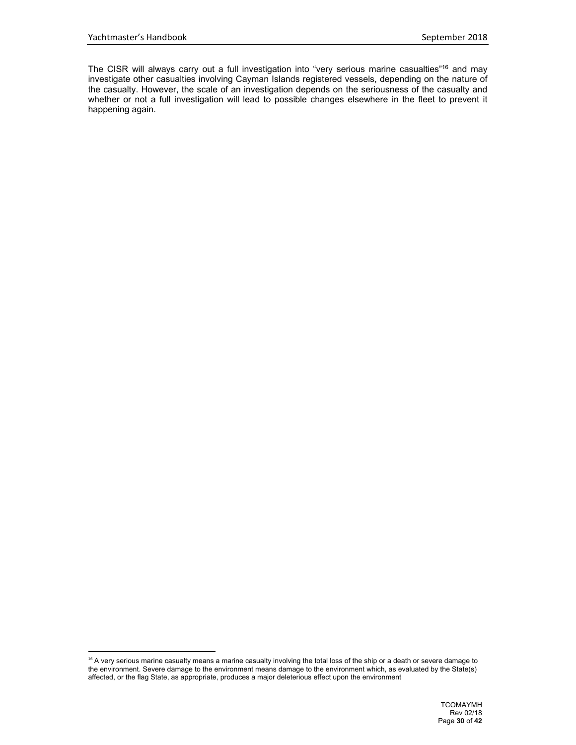The CISR will always carry out a full investigation into "very serious marine casualties"[16] and may investigate other casualties involving Cayman Islands registered vessels, depending on the nature of the casualty. However, the scale of an investigation depends on the seriousness of the casualty and whether or not a full investigation will lead to possible changes elsewhere in the fleet to prevent it happening again.

---

[16] A very serious marine casualty means a marine casualty involving the total loss of the ship or a death or severe damage to the environment. Severe damage to the environment means damage to the environment which, as evaluated by the State(s) affected, or the flag State, as appropriate, produces a major deleterious effect upon the environment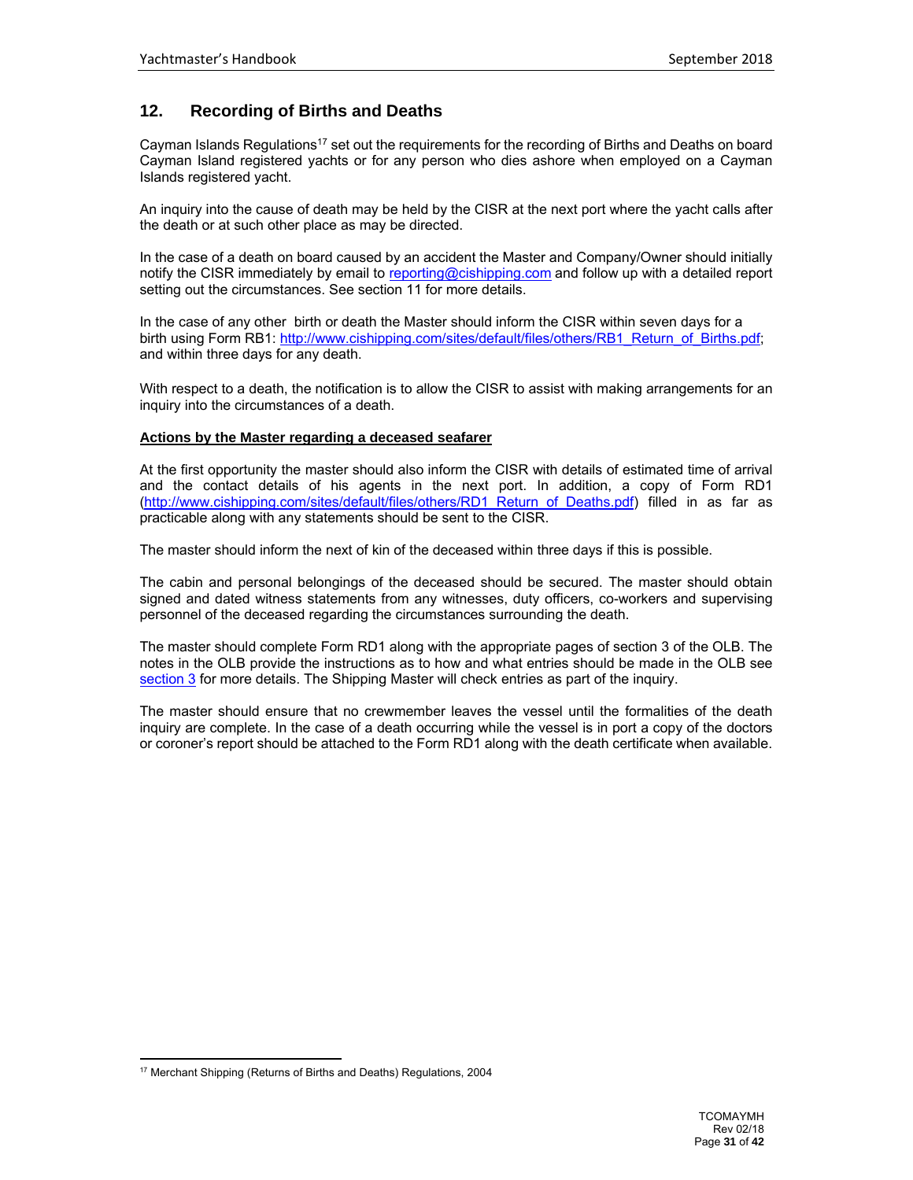## 12. Recording of Births and Deaths

Cayman Islands Regulations[17] set out the requirements for the recording of Births and Deaths on board Cayman Island registered yachts or for any person who dies ashore when employed on a Cayman Islands registered yacht.

An inquiry into the cause of death may be held by the CISR at the next port where the yacht calls after the death or at such other place as may be directed.

In the case of a death on board caused by an accident the Master and Company/Owner should initially notify the CISR immediately by email to reporting@cishipping.com and follow up with a detailed report setting out the circumstances. See section 11 for more details.

In the case of any other birth or death the Master should inform the CISR within seven days for a birth using Form RB1: http://www.cishipping.com/sites/default/files/others/RB1_Return_of_Births.pdf; and within three days for any death.

With respect to a death, the notification is to allow the CISR to assist with making arrangements for an inquiry into the circumstances of a death.

**Actions by the Master regarding a deceased seafarer**

At the first opportunity the master should also inform the CISR with details of estimated time of arrival and the contact details of his agents in the next port. In addition, a copy of Form RD1 (http://www.cishipping.com/sites/default/files/others/RD1_Return_of_Deaths.pdf) filled in as far as practicable along with any statements should be sent to the CISR.

The master should inform the next of kin of the deceased within three days if this is possible.

The cabin and personal belongings of the deceased should be secured. The master should obtain signed and dated witness statements from any witnesses, duty officers, co-workers and supervising personnel of the deceased regarding the circumstances surrounding the death.

The master should complete Form RD1 along with the appropriate pages of section 3 of the OLB. The notes in the OLB provide the instructions as to how and what entries should be made in the OLB see section 3 for more details. The Shipping Master will check entries as part of the inquiry.

The master should ensure that no crewmember leaves the vessel until the formalities of the death inquiry are complete. In the case of a death occurring while the vessel is in port a copy of the doctors or coroner's report should be attached to the Form RD1 along with the death certificate when available.

---

[17] Merchant Shipping (Returns of Births and Deaths) Regulations, 2004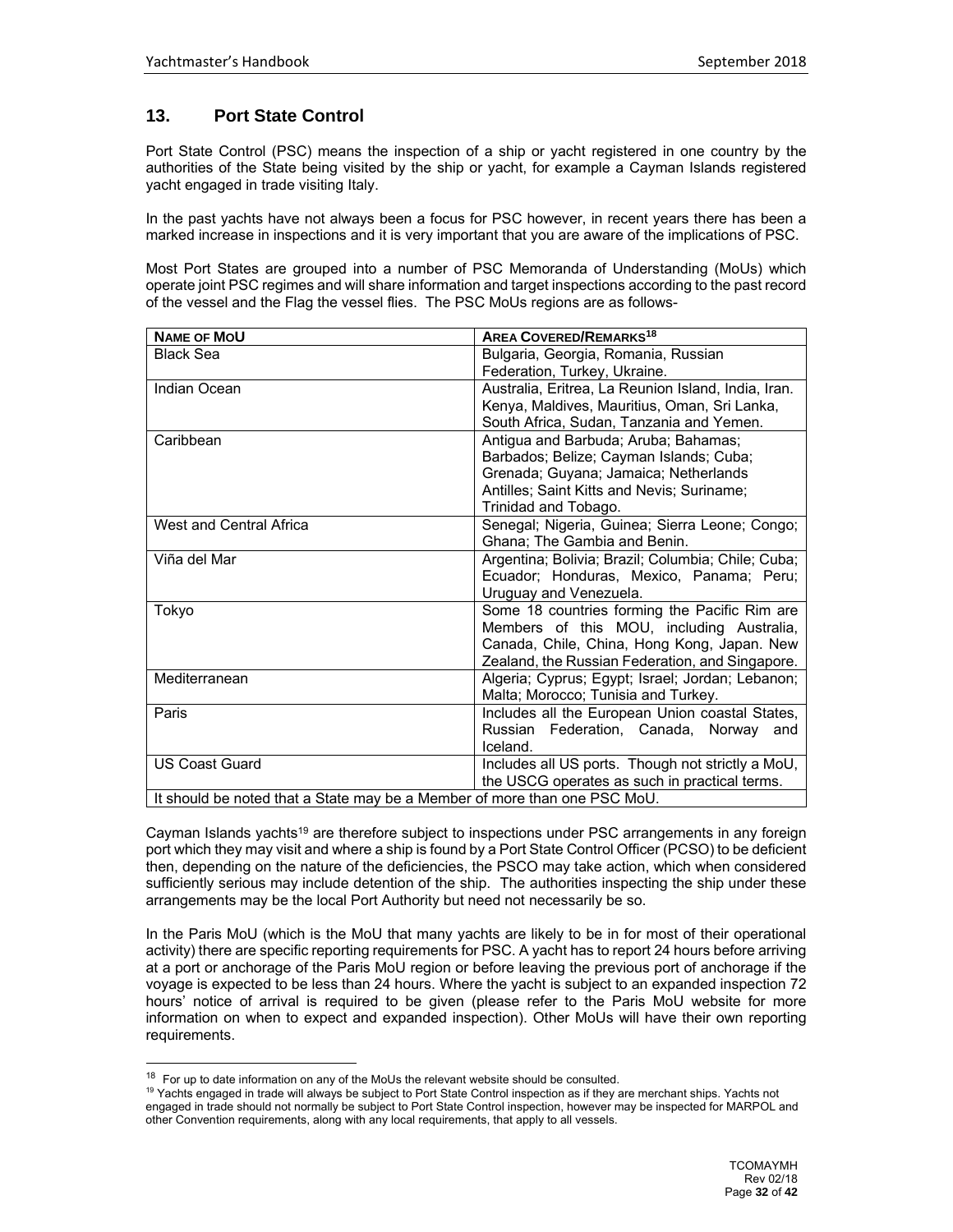## 13. Port State Control

Port State Control (PSC) means the inspection of a ship or yacht registered in one country by the authorities of the State being visited by the ship or yacht, for example a Cayman Islands registered yacht engaged in trade visiting Italy.

In the past yachts have not always been a focus for PSC however, in recent years there has been a marked increase in inspections and it is very important that you are aware of the implications of PSC.

Most Port States are grouped into a number of PSC Memoranda of Understanding (MoUs) which operate joint PSC regimes and will share information and target inspections according to the past record of the vessel and the Flag the vessel flies. The PSC MoUs regions are as follows-

| NAME OF MOU | AREA COVERED/REMARKS[18] |
|---|---|
| Black Sea | Bulgaria, Georgia, Romania, Russian Federation, Turkey, Ukraine. |
| Indian Ocean | Australia, Eritrea, La Reunion Island, India, Iran. Kenya, Maldives, Mauritius, Oman, Sri Lanka, South Africa, Sudan, Tanzania and Yemen. |
| Caribbean | Antigua and Barbuda; Aruba; Bahamas; Barbados; Belize; Cayman Islands; Cuba; Grenada; Guyana; Jamaica; Netherlands Antilles; Saint Kitts and Nevis; Suriname; Trinidad and Tobago. |
| West and Central Africa | Senegal; Nigeria, Guinea; Sierra Leone; Congo; Ghana; The Gambia and Benin. |
| Viña del Mar | Argentina; Bolivia; Brazil; Columbia; Chile; Cuba; Ecuador; Honduras, Mexico, Panama; Peru; Uruguay and Venezuela. |
| Tokyo | Some 18 countries forming the Pacific Rim are Members of this MOU, including Australia, Canada, Chile, China, Hong Kong, Japan. New Zealand, the Russian Federation, and Singapore. |
| Mediterranean | Algeria; Cyprus; Egypt; Israel; Jordan; Lebanon; Malta; Morocco; Tunisia and Turkey. |
| Paris | Includes all the European Union coastal States, Russian Federation, Canada, Norway and Iceland. |
| US Coast Guard | Includes all US ports. Though not strictly a MoU, the USCG operates as such in practical terms. |
| It should be noted that a State may be a Member of more than one PSC MoU. | |

Cayman Islands yachts[19] are therefore subject to inspections under PSC arrangements in any foreign port which they may visit and where a ship is found by a Port State Control Officer (PCSO) to be deficient then, depending on the nature of the deficiencies, the PSCO may take action, which when considered sufficiently serious may include detention of the ship. The authorities inspecting the ship under these arrangements may be the local Port Authority but need not necessarily be so.

In the Paris MoU (which is the MoU that many yachts are likely to be in for most of their operational activity) there are specific reporting requirements for PSC. A yacht has to report 24 hours before arriving at a port or anchorage of the Paris MoU region or before leaving the previous port of anchorage if the voyage is expected to be less than 24 hours. Where the yacht is subject to an expanded inspection 72 hours' notice of arrival is required to be given (please refer to the Paris MoU website for more information on when to expect and expanded inspection). Other MoUs will have their own reporting requirements.

---

[18] For up to date information on any of the MoUs the relevant website should be consulted.

[19] Yachts engaged in trade will always be subject to Port State Control inspection as if they are merchant ships. Yachts not engaged in trade should not normally be subject to Port State Control inspection, however may be inspected for MARPOL and other Convention requirements, along with any local requirements, that apply to all vessels.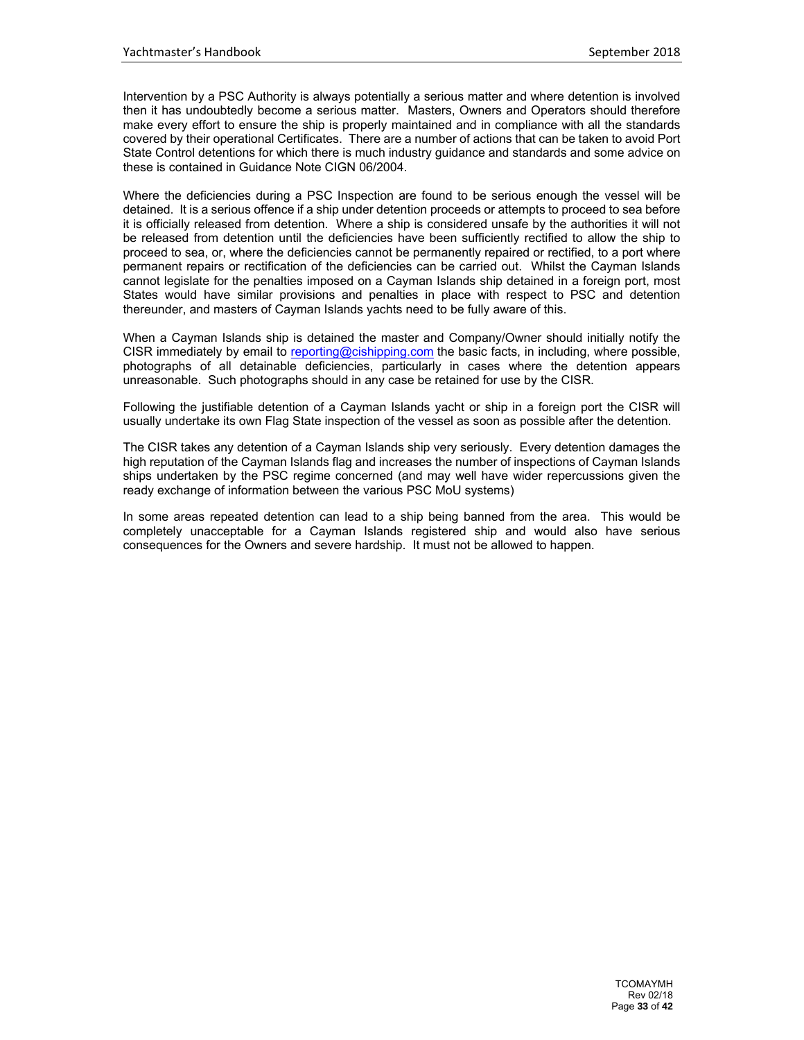Intervention by a PSC Authority is always potentially a serious matter and where detention is involved then it has undoubtedly become a serious matter. Masters, Owners and Operators should therefore make every effort to ensure the ship is properly maintained and in compliance with all the standards covered by their operational Certificates. There are a number of actions that can be taken to avoid Port State Control detentions for which there is much industry guidance and standards and some advice on these is contained in Guidance Note CIGN 06/2004.

Where the deficiencies during a PSC Inspection are found to be serious enough the vessel will be detained. It is a serious offence if a ship under detention proceeds or attempts to proceed to sea before it is officially released from detention. Where a ship is considered unsafe by the authorities it will not be released from detention until the deficiencies have been sufficiently rectified to allow the ship to proceed to sea, or, where the deficiencies cannot be permanently repaired or rectified, to a port where permanent repairs or rectification of the deficiencies can be carried out. Whilst the Cayman Islands cannot legislate for the penalties imposed on a Cayman Islands ship detained in a foreign port, most States would have similar provisions and penalties in place with respect to PSC and detention thereunder, and masters of Cayman Islands yachts need to be fully aware of this.

When a Cayman Islands ship is detained the master and Company/Owner should initially notify the CISR immediately by email to reporting@cishipping.com the basic facts, in including, where possible, photographs of all detainable deficiencies, particularly in cases where the detention appears unreasonable. Such photographs should in any case be retained for use by the CISR.

Following the justifiable detention of a Cayman Islands yacht or ship in a foreign port the CISR will usually undertake its own Flag State inspection of the vessel as soon as possible after the detention.

The CISR takes any detention of a Cayman Islands ship very seriously. Every detention damages the high reputation of the Cayman Islands flag and increases the number of inspections of Cayman Islands ships undertaken by the PSC regime concerned (and may well have wider repercussions given the ready exchange of information between the various PSC MoU systems)

In some areas repeated detention can lead to a ship being banned from the area. This would be completely unacceptable for a Cayman Islands registered ship and would also have serious consequences for the Owners and severe hardship. It must not be allowed to happen.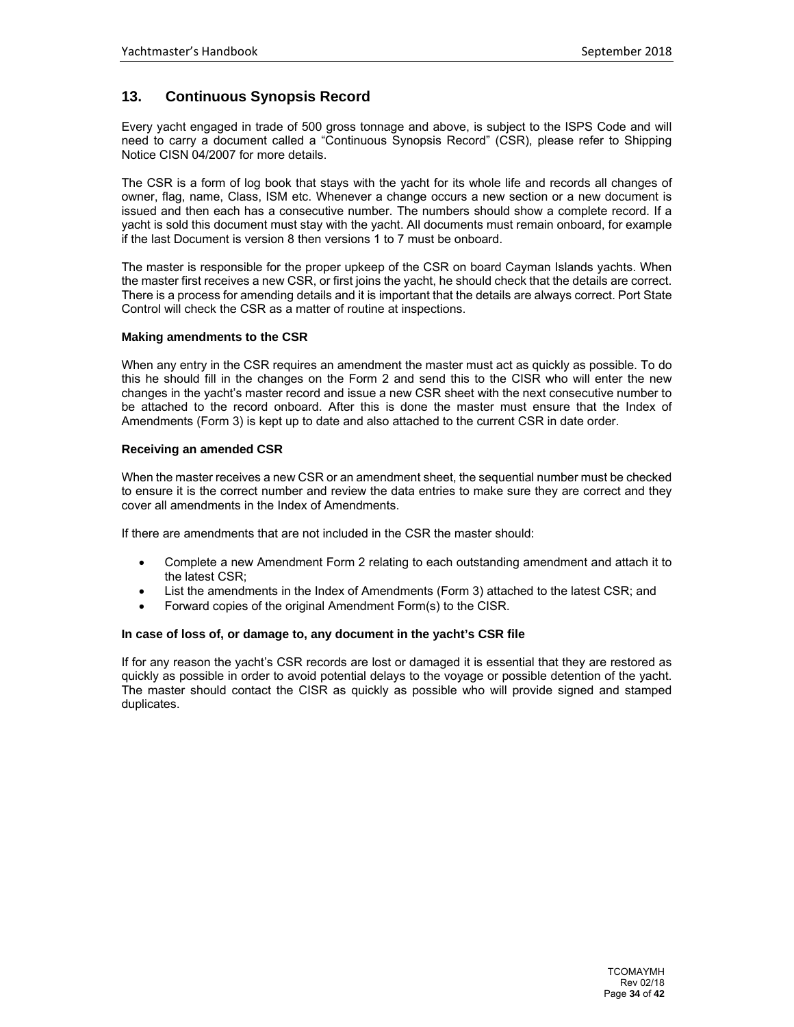## 13. Continuous Synopsis Record

Every yacht engaged in trade of 500 gross tonnage and above, is subject to the ISPS Code and will need to carry a document called a "Continuous Synopsis Record" (CSR), please refer to Shipping Notice CISN 04/2007 for more details.

The CSR is a form of log book that stays with the yacht for its whole life and records all changes of owner, flag, name, Class, ISM etc. Whenever a change occurs a new section or a new document is issued and then each has a consecutive number. The numbers should show a complete record. If a yacht is sold this document must stay with the yacht. All documents must remain onboard, for example if the last Document is version 8 then versions 1 to 7 must be onboard.

The master is responsible for the proper upkeep of the CSR on board Cayman Islands yachts. When the master first receives a new CSR, or first joins the yacht, he should check that the details are correct. There is a process for amending details and it is important that the details are always correct. Port State Control will check the CSR as a matter of routine at inspections.

#### Making amendments to the CSR

When any entry in the CSR requires an amendment the master must act as quickly as possible. To do this he should fill in the changes on the Form 2 and send this to the CISR who will enter the new changes in the yacht's master record and issue a new CSR sheet with the next consecutive number to be attached to the record onboard. After this is done the master must ensure that the Index of Amendments (Form 3) is kept up to date and also attached to the current CSR in date order.

#### Receiving an amended CSR

When the master receives a new CSR or an amendment sheet, the sequential number must be checked to ensure it is the correct number and review the data entries to make sure they are correct and they cover all amendments in the Index of Amendments.

If there are amendments that are not included in the CSR the master should:

- Complete a new Amendment Form 2 relating to each outstanding amendment and attach it to the latest CSR;
- List the amendments in the Index of Amendments (Form 3) attached to the latest CSR; and
- Forward copies of the original Amendment Form(s) to the CISR.

#### In case of loss of, or damage to, any document in the yacht's CSR file

If for any reason the yacht's CSR records are lost or damaged it is essential that they are restored as quickly as possible in order to avoid potential delays to the voyage or possible detention of the yacht. The master should contact the CISR as quickly as possible who will provide signed and stamped duplicates.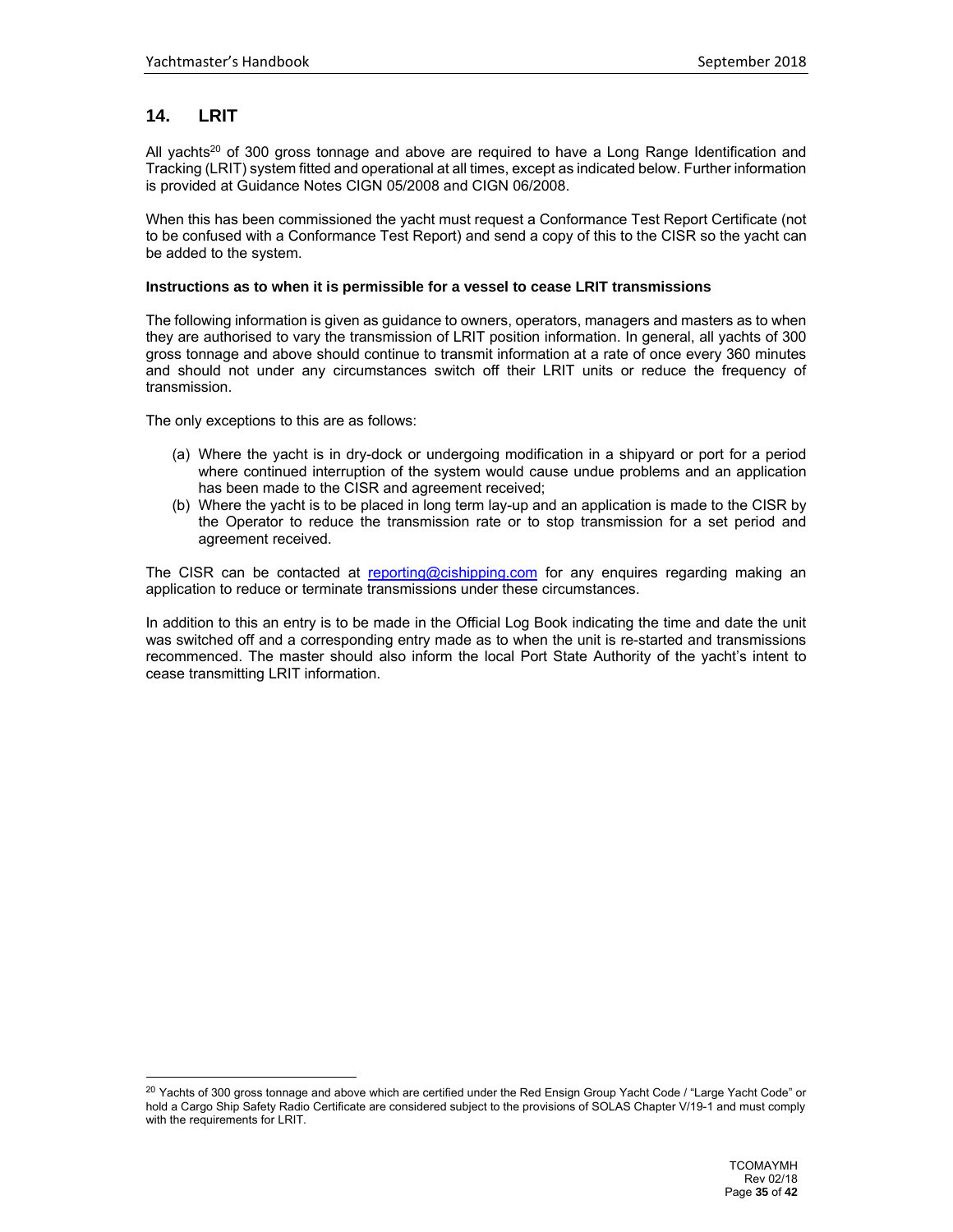## 14. LRIT

All yachts[20] of 300 gross tonnage and above are required to have a Long Range Identification and Tracking (LRIT) system fitted and operational at all times, except as indicated below. Further information is provided at Guidance Notes CIGN 05/2008 and CIGN 06/2008.

When this has been commissioned the yacht must request a Conformance Test Report Certificate (not to be confused with a Conformance Test Report) and send a copy of this to the CISR so the yacht can be added to the system.

**Instructions as to when it is permissible for a vessel to cease LRIT transmissions**

The following information is given as guidance to owners, operators, managers and masters as to when they are authorised to vary the transmission of LRIT position information. In general, all yachts of 300 gross tonnage and above should continue to transmit information at a rate of once every 360 minutes and should not under any circumstances switch off their LRIT units or reduce the frequency of transmission.

The only exceptions to this are as follows:

(a) Where the yacht is in dry-dock or undergoing modification in a shipyard or port for a period where continued interruption of the system would cause undue problems and an application has been made to the CISR and agreement received;
(b) Where the yacht is to be placed in long term lay-up and an application is made to the CISR by the Operator to reduce the transmission rate or to stop transmission for a set period and agreement received.

The CISR can be contacted at reporting@cishipping.com for any enquires regarding making an application to reduce or terminate transmissions under these circumstances.

In addition to this an entry is to be made in the Official Log Book indicating the time and date the unit was switched off and a corresponding entry made as to when the unit is re-started and transmissions recommenced. The master should also inform the local Port State Authority of the yacht's intent to cease transmitting LRIT information.

---

[20] Yachts of 300 gross tonnage and above which are certified under the Red Ensign Group Yacht Code / "Large Yacht Code" or hold a Cargo Ship Safety Radio Certificate are considered subject to the provisions of SOLAS Chapter V/19-1 and must comply with the requirements for LRIT.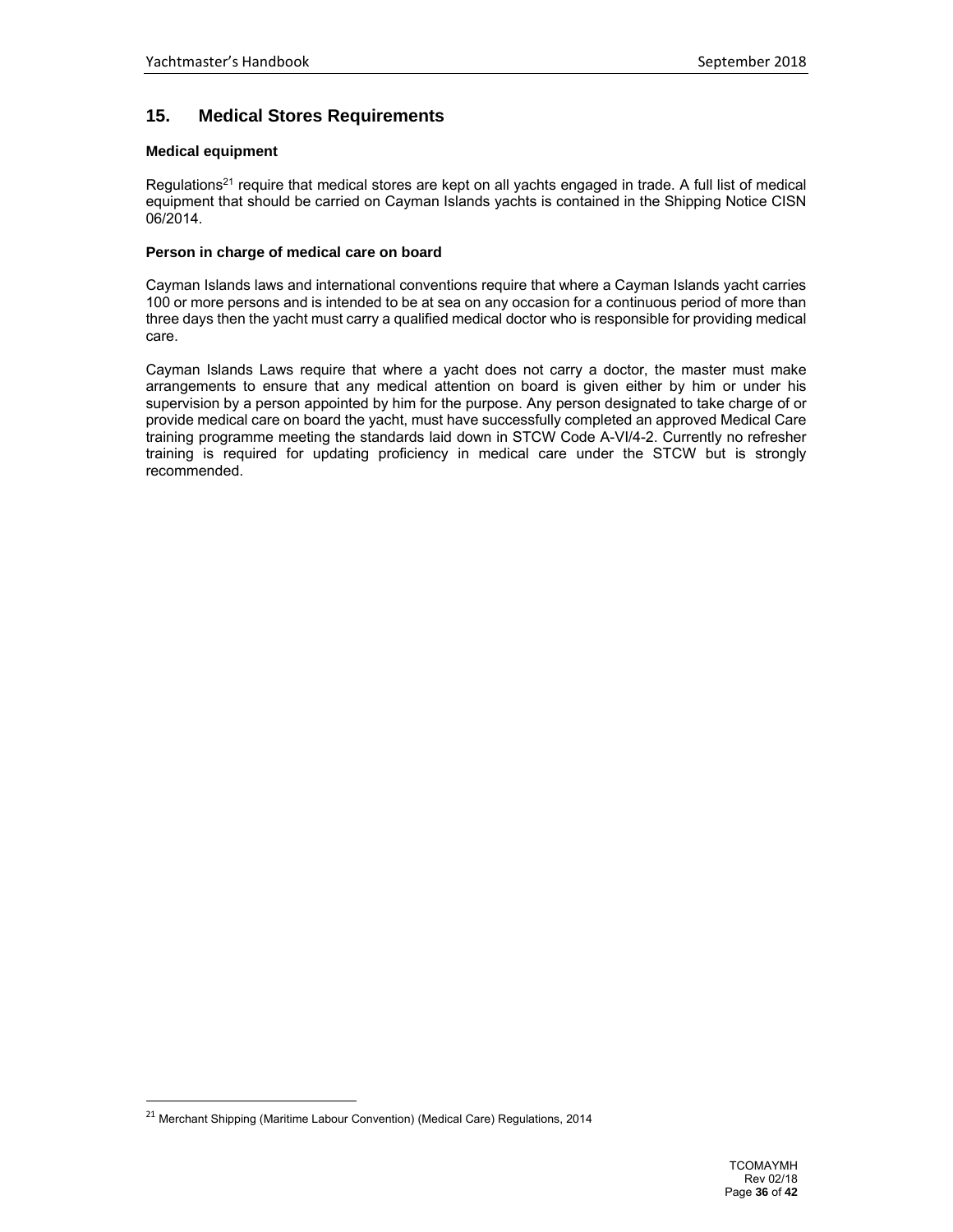## 15. Medical Stores Requirements

**Medical equipment**

Regulations[21] require that medical stores are kept on all yachts engaged in trade. A full list of medical equipment that should be carried on Cayman Islands yachts is contained in the Shipping Notice CISN 06/2014.

**Person in charge of medical care on board**

Cayman Islands laws and international conventions require that where a Cayman Islands yacht carries 100 or more persons and is intended to be at sea on any occasion for a continuous period of more than three days then the yacht must carry a qualified medical doctor who is responsible for providing medical care.

Cayman Islands Laws require that where a yacht does not carry a doctor, the master must make arrangements to ensure that any medical attention on board is given either by him or under his supervision by a person appointed by him for the purpose. Any person designated to take charge of or provide medical care on board the yacht, must have successfully completed an approved Medical Care training programme meeting the standards laid down in STCW Code A-VI/4-2. Currently no refresher training is required for updating proficiency in medical care under the STCW but is strongly recommended.

---

[21] Merchant Shipping (Maritime Labour Convention) (Medical Care) Regulations, 2014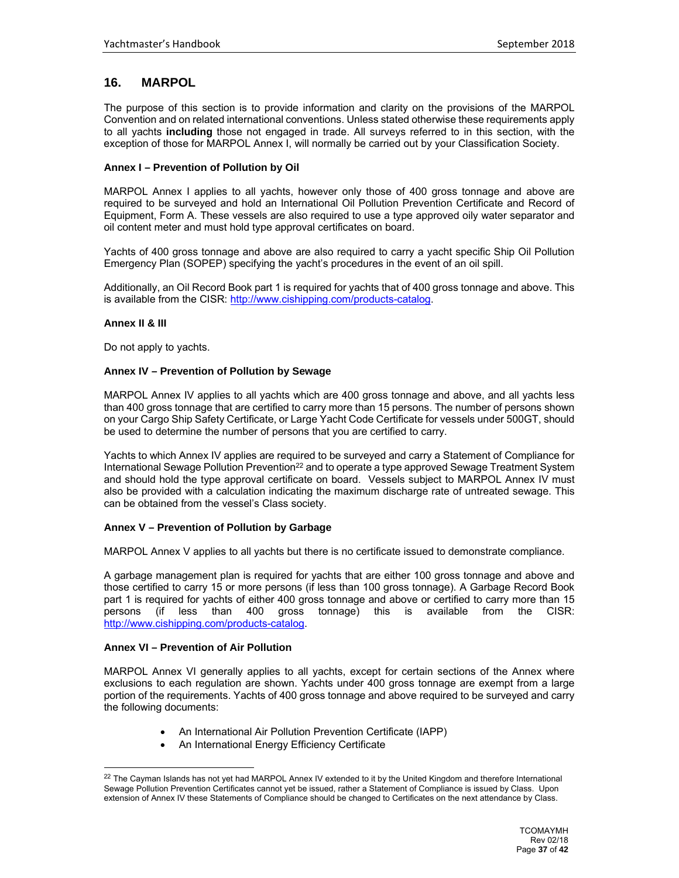## 16. MARPOL

The purpose of this section is to provide information and clarity on the provisions of the MARPOL Convention and on related international conventions. Unless stated otherwise these requirements apply to all yachts **including** those not engaged in trade. All surveys referred to in this section, with the exception of those for MARPOL Annex I, will normally be carried out by your Classification Society.

**Annex I – Prevention of Pollution by Oil**

MARPOL Annex I applies to all yachts, however only those of 400 gross tonnage and above are required to be surveyed and hold an International Oil Pollution Prevention Certificate and Record of Equipment, Form A. These vessels are also required to use a type approved oily water separator and oil content meter and must hold type approval certificates on board.

Yachts of 400 gross tonnage and above are also required to carry a yacht specific Ship Oil Pollution Emergency Plan (SOPEP) specifying the yacht's procedures in the event of an oil spill.

Additionally, an Oil Record Book part 1 is required for yachts that of 400 gross tonnage and above. This is available from the CISR: http://www.cishipping.com/products-catalog.

**Annex II & III**

Do not apply to yachts.

**Annex IV – Prevention of Pollution by Sewage**

MARPOL Annex IV applies to all yachts which are 400 gross tonnage and above, and all yachts less than 400 gross tonnage that are certified to carry more than 15 persons. The number of persons shown on your Cargo Ship Safety Certificate, or Large Yacht Code Certificate for vessels under 500GT, should be used to determine the number of persons that you are certified to carry.

Yachts to which Annex IV applies are required to be surveyed and carry a Statement of Compliance for International Sewage Pollution Prevention[22] and to operate a type approved Sewage Treatment System and should hold the type approval certificate on board. Vessels subject to MARPOL Annex IV must also be provided with a calculation indicating the maximum discharge rate of untreated sewage. This can be obtained from the vessel's Class society.

**Annex V – Prevention of Pollution by Garbage**

MARPOL Annex V applies to all yachts but there is no certificate issued to demonstrate compliance.

A garbage management plan is required for yachts that are either 100 gross tonnage and above and those certified to carry 15 or more persons (if less than 100 gross tonnage). A Garbage Record Book part 1 is required for yachts of either 400 gross tonnage and above or certified to carry more than 15 persons (if less than 400 gross tonnage) this is available from the CISR: http://www.cishipping.com/products-catalog.

**Annex VI – Prevention of Air Pollution**

MARPOL Annex VI generally applies to all yachts, except for certain sections of the Annex where exclusions to each regulation are shown. Yachts under 400 gross tonnage are exempt from a large portion of the requirements. Yachts of 400 gross tonnage and above required to be surveyed and carry the following documents:

- An International Air Pollution Prevention Certificate (IAPP)
- An International Energy Efficiency Certificate

[22] The Cayman Islands has not yet had MARPOL Annex IV extended to it by the United Kingdom and therefore International Sewage Pollution Prevention Certificates cannot yet be issued, rather a Statement of Compliance is issued by Class. Upon extension of Annex IV these Statements of Compliance should be changed to Certificates on the next attendance by Class.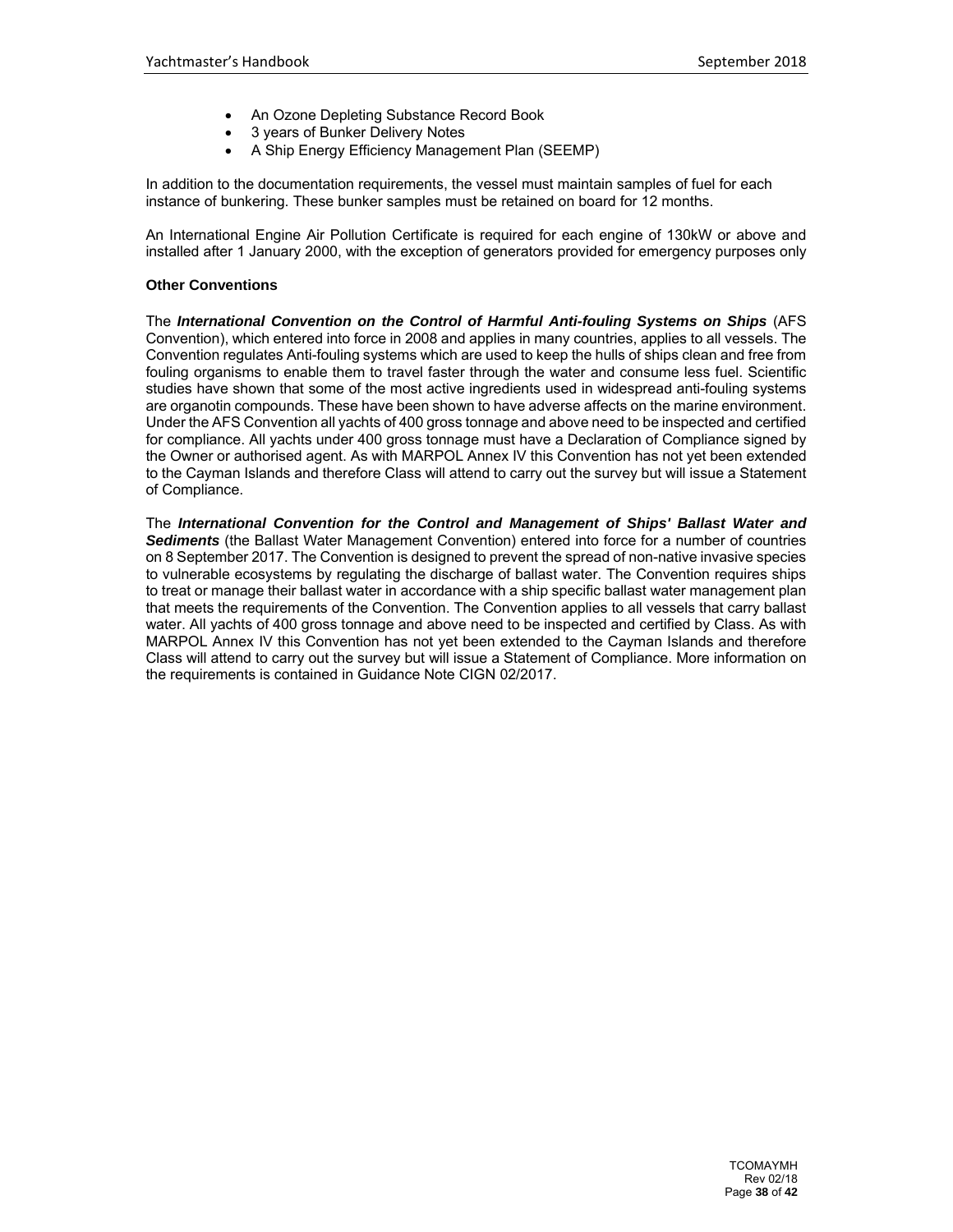- An Ozone Depleting Substance Record Book
- 3 years of Bunker Delivery Notes
- A Ship Energy Efficiency Management Plan (SEEMP)

In addition to the documentation requirements, the vessel must maintain samples of fuel for each instance of bunkering. These bunker samples must be retained on board for 12 months.

An International Engine Air Pollution Certificate is required for each engine of 130kW or above and installed after 1 January 2000, with the exception of generators provided for emergency purposes only

**Other Conventions**

The ***International Convention on the Control of Harmful Anti-fouling Systems on Ships*** (AFS Convention), which entered into force in 2008 and applies in many countries, applies to all vessels. The Convention regulates Anti-fouling systems which are used to keep the hulls of ships clean and free from fouling organisms to enable them to travel faster through the water and consume less fuel. Scientific studies have shown that some of the most active ingredients used in widespread anti-fouling systems are organotin compounds. These have been shown to have adverse affects on the marine environment. Under the AFS Convention all yachts of 400 gross tonnage and above need to be inspected and certified for compliance. All yachts under 400 gross tonnage must have a Declaration of Compliance signed by the Owner or authorised agent. As with MARPOL Annex IV this Convention has not yet been extended to the Cayman Islands and therefore Class will attend to carry out the survey but will issue a Statement of Compliance.

The ***International Convention for the Control and Management of Ships' Ballast Water and Sediments*** (the Ballast Water Management Convention) entered into force for a number of countries on 8 September 2017. The Convention is designed to prevent the spread of non-native invasive species to vulnerable ecosystems by regulating the discharge of ballast water. The Convention requires ships to treat or manage their ballast water in accordance with a ship specific ballast water management plan that meets the requirements of the Convention. The Convention applies to all vessels that carry ballast water. All yachts of 400 gross tonnage and above need to be inspected and certified by Class. As with MARPOL Annex IV this Convention has not yet been extended to the Cayman Islands and therefore Class will attend to carry out the survey but will issue a Statement of Compliance. More information on the requirements is contained in Guidance Note CIGN 02/2017.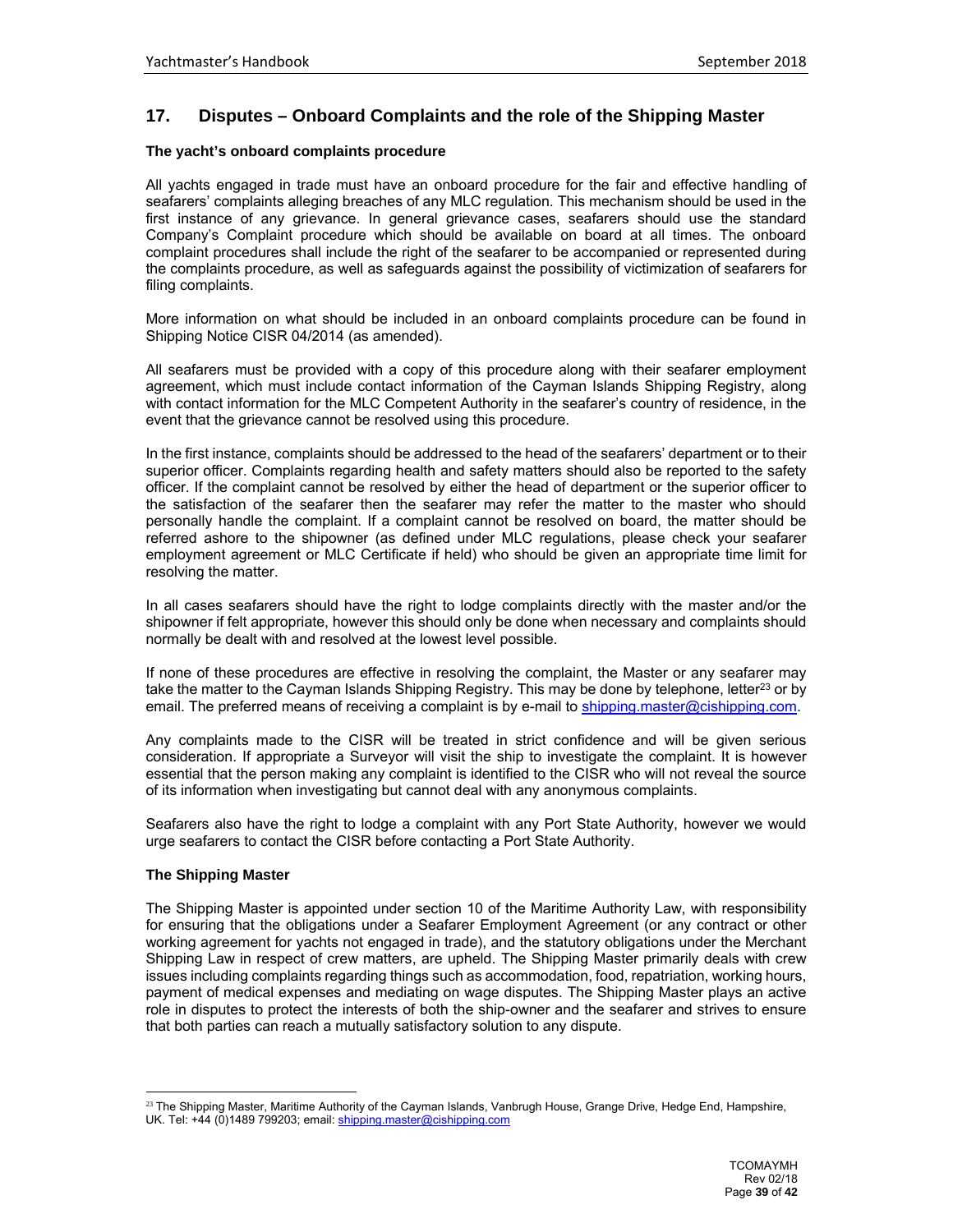## 17. Disputes – Onboard Complaints and the role of the Shipping Master

### The yacht's onboard complaints procedure

All yachts engaged in trade must have an onboard procedure for the fair and effective handling of seafarers' complaints alleging breaches of any MLC regulation. This mechanism should be used in the first instance of any grievance. In general grievance cases, seafarers should use the standard Company's Complaint procedure which should be available on board at all times. The onboard complaint procedures shall include the right of the seafarer to be accompanied or represented during the complaints procedure, as well as safeguards against the possibility of victimization of seafarers for filing complaints.

More information on what should be included in an onboard complaints procedure can be found in Shipping Notice CISR 04/2014 (as amended).

All seafarers must be provided with a copy of this procedure along with their seafarer employment agreement, which must include contact information of the Cayman Islands Shipping Registry, along with contact information for the MLC Competent Authority in the seafarer's country of residence, in the event that the grievance cannot be resolved using this procedure.

In the first instance, complaints should be addressed to the head of the seafarers' department or to their superior officer. Complaints regarding health and safety matters should also be reported to the safety officer. If the complaint cannot be resolved by either the head of department or the superior officer to the satisfaction of the seafarer then the seafarer may refer the matter to the master who should personally handle the complaint. If a complaint cannot be resolved on board, the matter should be referred ashore to the shipowner (as defined under MLC regulations, please check your seafarer employment agreement or MLC Certificate if held) who should be given an appropriate time limit for resolving the matter.

In all cases seafarers should have the right to lodge complaints directly with the master and/or the shipowner if felt appropriate, however this should only be done when necessary and complaints should normally be dealt with and resolved at the lowest level possible.

If none of these procedures are effective in resolving the complaint, the Master or any seafarer may take the matter to the Cayman Islands Shipping Registry. This may be done by telephone, letter[23] or by email. The preferred means of receiving a complaint is by e-mail to shipping.master@cishipping.com.

Any complaints made to the CISR will be treated in strict confidence and will be given serious consideration. If appropriate a Surveyor will visit the ship to investigate the complaint. It is however essential that the person making any complaint is identified to the CISR who will not reveal the source of its information when investigating but cannot deal with any anonymous complaints.

Seafarers also have the right to lodge a complaint with any Port State Authority, however we would urge seafarers to contact the CISR before contacting a Port State Authority.

### The Shipping Master

The Shipping Master is appointed under section 10 of the Maritime Authority Law, with responsibility for ensuring that the obligations under a Seafarer Employment Agreement (or any contract or other working agreement for yachts not engaged in trade), and the statutory obligations under the Merchant Shipping Law in respect of crew matters, are upheld. The Shipping Master primarily deals with crew issues including complaints regarding things such as accommodation, food, repatriation, working hours, payment of medical expenses and mediating on wage disputes. The Shipping Master plays an active role in disputes to protect the interests of both the ship-owner and the seafarer and strives to ensure that both parties can reach a mutually satisfactory solution to any dispute.

---

[23] The Shipping Master, Maritime Authority of the Cayman Islands, Vanbrugh House, Grange Drive, Hedge End, Hampshire, UK. Tel: +44 (0)1489 799203; email: shipping.master@cishipping.com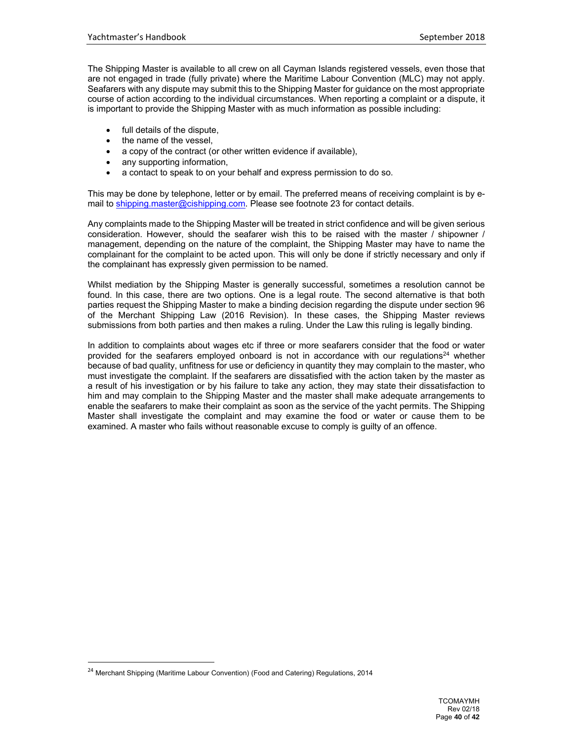The Shipping Master is available to all crew on all Cayman Islands registered vessels, even those that are not engaged in trade (fully private) where the Maritime Labour Convention (MLC) may not apply. Seafarers with any dispute may submit this to the Shipping Master for guidance on the most appropriate course of action according to the individual circumstances. When reporting a complaint or a dispute, it is important to provide the Shipping Master with as much information as possible including:

- full details of the dispute,
- the name of the vessel,
- a copy of the contract (or other written evidence if available),
- any supporting information,
- a contact to speak to on your behalf and express permission to do so.

This may be done by telephone, letter or by email. The preferred means of receiving complaint is by e-mail to shipping.master@cishipping.com. Please see footnote 23 for contact details.

Any complaints made to the Shipping Master will be treated in strict confidence and will be given serious consideration. However, should the seafarer wish this to be raised with the master / shipowner / management, depending on the nature of the complaint, the Shipping Master may have to name the complainant for the complaint to be acted upon. This will only be done if strictly necessary and only if the complainant has expressly given permission to be named.

Whilst mediation by the Shipping Master is generally successful, sometimes a resolution cannot be found. In this case, there are two options. One is a legal route. The second alternative is that both parties request the Shipping Master to make a binding decision regarding the dispute under section 96 of the Merchant Shipping Law (2016 Revision). In these cases, the Shipping Master reviews submissions from both parties and then makes a ruling. Under the Law this ruling is legally binding.

In addition to complaints about wages etc if three or more seafarers consider that the food or water provided for the seafarers employed onboard is not in accordance with our regulations[24] whether because of bad quality, unfitness for use or deficiency in quantity they may complain to the master, who must investigate the complaint. If the seafarers are dissatisfied with the action taken by the master as a result of his investigation or by his failure to take any action, they may state their dissatisfaction to him and may complain to the Shipping Master and the master shall make adequate arrangements to enable the seafarers to make their complaint as soon as the service of the yacht permits. The Shipping Master shall investigate the complaint and may examine the food or water or cause them to be examined. A master who fails without reasonable excuse to comply is guilty of an offence.

---

[24] Merchant Shipping (Maritime Labour Convention) (Food and Catering) Regulations, 2014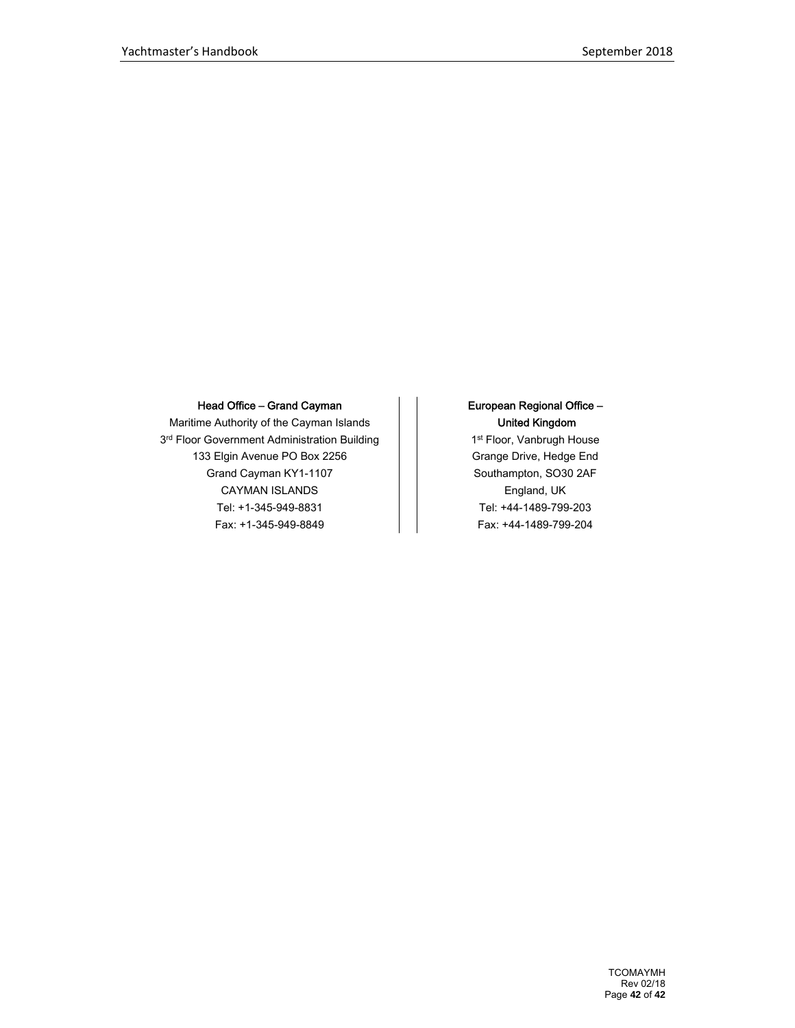**Head Office – Grand Cayman**

Maritime Authority of the Cayman Islands
3rd Floor Government Administration Building
133 Elgin Avenue PO Box 2256
Grand Cayman KY1-1107
CAYMAN ISLANDS
Tel: +1-345-949-8831
Fax: +1-345-949-8849

**European Regional Office – United Kingdom**

1st Floor, Vanbrugh House
Grange Drive, Hedge End
Southampton, SO30 2AF
England, UK
Tel: +44-1489-799-203
Fax: +44-1489-799-204